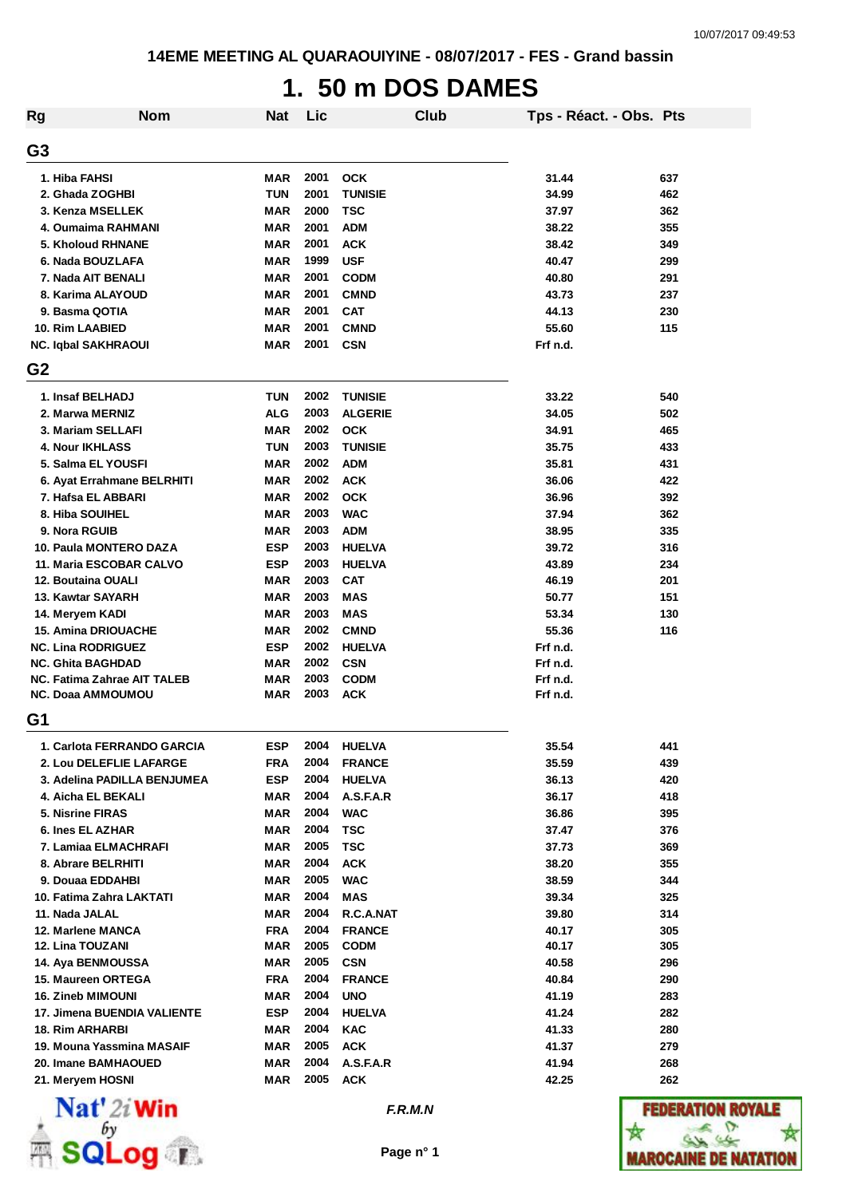14EME MEETING AL QUARAOUIYINE - 08/07/2017 - FES - Grand bassin

# 1. 50 m DOS DAMES

| Rg | Nom | Nat | Lic | Club | Tps - Réact. - Obs. | Pts |
|---|---|---|---|---|---|---|
| **G3** | | | | | | |
| 1. | Hiba FAHSI | MAR | 2001 | OCK | 31.44 | 637 |
| 2. | Ghada ZOGHBI | TUN | 2001 | TUNISIE | 34.99 | 462 |
| 3. | Kenza MSELLEK | MAR | 2000 | TSC | 37.97 | 362 |
| 4. | Oumaima RAHMANI | MAR | 2001 | ADM | 38.22 | 355 |
| 5. | Kholoud RHNANE | MAR | 2001 | ACK | 38.42 | 349 |
| 6. | Nada BOUZLAFA | MAR | 1999 | USF | 40.47 | 299 |
| 7. | Nada AIT BENALI | MAR | 2001 | CODM | 40.80 | 291 |
| 8. | Karima ALAYOUD | MAR | 2001 | CMND | 43.73 | 237 |
| 9. | Basma QOTIA | MAR | 2001 | CAT | 44.13 | 230 |
| 10. | Rim LAABIED | MAR | 2001 | CMND | 55.60 | 115 |
| NC. | Iqbal SAKHRAOUI | MAR | 2001 | CSN | Frf n.d. | |
| **G2** | | | | | | |
| 1. | Insaf BELHADJ | TUN | 2002 | TUNISIE | 33.22 | 540 |
| 2. | Marwa MERNIZ | ALG | 2003 | ALGERIE | 34.05 | 502 |
| 3. | Mariam SELLAFI | MAR | 2002 | OCK | 34.91 | 465 |
| 4. | Nour IKHLASS | TUN | 2003 | TUNISIE | 35.75 | 433 |
| 5. | Salma EL YOUSFI | MAR | 2002 | ADM | 35.81 | 431 |
| 6. | Ayat Errahmane BELRHITI | MAR | 2002 | ACK | 36.06 | 422 |
| 7. | Hafsa EL ABBARI | MAR | 2002 | OCK | 36.96 | 392 |
| 8. | Hiba SOUIHEL | MAR | 2003 | WAC | 37.94 | 362 |
| 9. | Nora RGUIB | MAR | 2003 | ADM | 38.95 | 335 |
| 10. | Paula MONTERO DAZA | ESP | 2003 | HUELVA | 39.72 | 316 |
| 11. | Maria ESCOBAR CALVO | ESP | 2003 | HUELVA | 43.89 | 234 |
| 12. | Boutaina OUALI | MAR | 2003 | CAT | 46.19 | 201 |
| 13. | Kawtar SAYARH | MAR | 2003 | MAS | 50.77 | 151 |
| 14. | Meryem KADI | MAR | 2003 | MAS | 53.34 | 130 |
| 15. | Amina DRIOUACHE | MAR | 2002 | CMND | 55.36 | 116 |
| NC. | Lina RODRIGUEZ | ESP | 2002 | HUELVA | Frf n.d. | |
| NC. | Ghita BAGHDAD | MAR | 2002 | CSN | Frf n.d. | |
| NC. | Fatima Zahrae AIT TALEB | MAR | 2003 | CODM | Frf n.d. | |
| NC. | Doaa AMMOUMOU | MAR | 2003 | ACK | Frf n.d. | |
| **G1** | | | | | | |
| 1. | Carlota FERRANDO GARCIA | ESP | 2004 | HUELVA | 35.54 | 441 |
| 2. | Lou DELEFLIE LAFARGE | FRA | 2004 | FRANCE | 35.59 | 439 |
| 3. | Adelina PADILLA BENJUMEA | ESP | 2004 | HUELVA | 36.13 | 420 |
| 4. | Aicha EL BEKALI | MAR | 2004 | A.S.F.A.R | 36.17 | 418 |
| 5. | Nisrine FIRAS | MAR | 2004 | WAC | 36.86 | 395 |
| 6. | Ines EL AZHAR | MAR | 2004 | TSC | 37.47 | 376 |
| 7. | Lamiaa ELMACHRAFI | MAR | 2005 | TSC | 37.73 | 369 |
| 8. | Abrare BELRHITI | MAR | 2004 | ACK | 38.20 | 355 |
| 9. | Douaa EDDAHBI | MAR | 2005 | WAC | 38.59 | 344 |
| 10. | Fatima Zahra LAKTATI | MAR | 2004 | MAS | 39.34 | 325 |
| 11. | Nada JALAL | MAR | 2004 | R.C.A.NAT | 39.80 | 314 |
| 12. | Marlene MANCA | FRA | 2004 | FRANCE | 40.17 | 305 |
| 12. | Lina TOUZANI | MAR | 2005 | CODM | 40.17 | 305 |
| 14. | Aya BENMOUSSA | MAR | 2005 | CSN | 40.58 | 296 |
| 15. | Maureen ORTEGA | FRA | 2004 | FRANCE | 40.84 | 290 |
| 16. | Zineb MIMOUNI | MAR | 2004 | UNO | 41.19 | 283 |
| 17. | Jimena BUENDIA VALIENTE | ESP | 2004 | HUELVA | 41.24 | 282 |
| 18. | Rim ARHARBI | MAR | 2004 | KAC | 41.33 | 280 |
| 19. | Mouna Yassmina MASAIF | MAR | 2005 | ACK | 41.37 | 279 |
| 20. | Imane BAMHAOUED | MAR | 2004 | A.S.F.A.R | 41.94 | 268 |
| 21. | Meryem HOSNI | MAR | 2005 | ACK | 42.25 | 262 |

*F.R.M.N*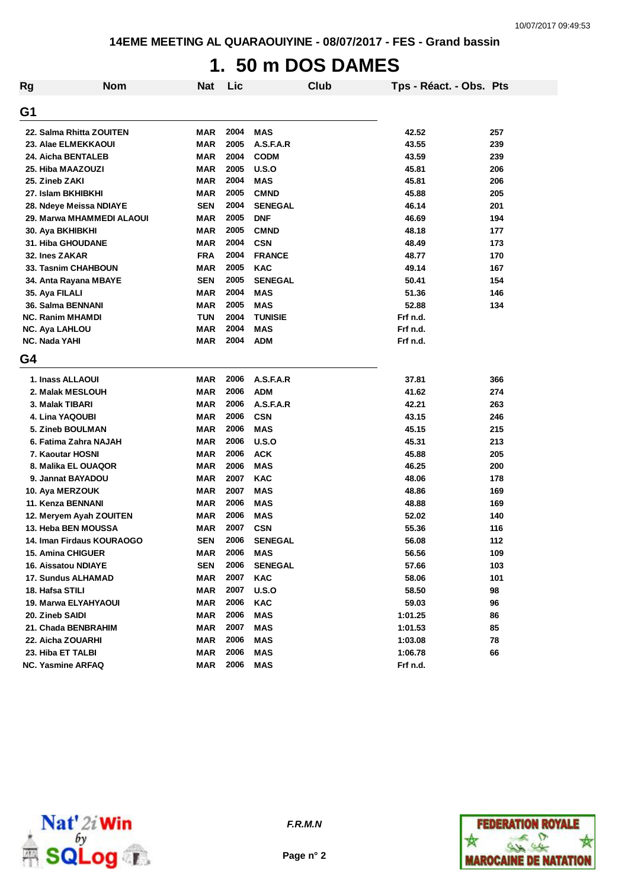14EME MEETING AL QUARAOUIYINE - 08/07/2017 - FES - Grand bassin

# 1. 50 m DOS DAMES

| Rg | Nom | Nat | Lic | Club | Tps - Réact. - Obs. | Pts |
|---|---|---|---|---|---|---|
| **G1** | | | | | | |
| 22. | Salma Rhitta ZOUITEN | MAR | 2004 | MAS | 42.52 | 257 |
| 23. | Alae ELMEKKAOUI | MAR | 2005 | A.S.F.A.R | 43.55 | 239 |
| 24. | Aicha BENTALEB | MAR | 2004 | CODM | 43.59 | 239 |
| 25. | Hiba MAAZOUZI | MAR | 2005 | U.S.O | 45.81 | 206 |
| 25. | Zineb ZAKI | MAR | 2004 | MAS | 45.81 | 206 |
| 27. | Islam BKHIBKHI | MAR | 2005 | CMND | 45.88 | 205 |
| 28. | Ndeye Meissa NDIAYE | SEN | 2004 | SENEGAL | 46.14 | 201 |
| 29. | Marwa MHAMMEDI ALAOUI | MAR | 2005 | DNF | 46.69 | 194 |
| 30. | Aya BKHIBKHI | MAR | 2005 | CMND | 48.18 | 177 |
| 31. | Hiba GHOUDANE | MAR | 2004 | CSN | 48.49 | 173 |
| 32. | Ines ZAKAR | FRA | 2004 | FRANCE | 48.77 | 170 |
| 33. | Tasnim CHAHBOUN | MAR | 2005 | KAC | 49.14 | 167 |
| 34. | Anta Rayana MBAYE | SEN | 2005 | SENEGAL | 50.41 | 154 |
| 35. | Aya FILALI | MAR | 2004 | MAS | 51.36 | 146 |
| 36. | Salma BENNANI | MAR | 2005 | MAS | 52.88 | 134 |
| NC. | Ranim MHAMDI | TUN | 2004 | TUNISIE | Frf n.d. | |
| NC. | Aya LAHLOU | MAR | 2004 | MAS | Frf n.d. | |
| NC. | Nada YAHI | MAR | 2004 | ADM | Frf n.d. | |
| **G4** | | | | | | |
| 1. | Inass ALLAOUI | MAR | 2006 | A.S.F.A.R | 37.81 | 366 |
| 2. | Malak MESLOUH | MAR | 2006 | ADM | 41.62 | 274 |
| 3. | Malak TIBARI | MAR | 2006 | A.S.F.A.R | 42.21 | 263 |
| 4. | Lina YAQOUBI | MAR | 2006 | CSN | 43.15 | 246 |
| 5. | Zineb BOULMAN | MAR | 2006 | MAS | 45.15 | 215 |
| 6. | Fatima Zahra NAJAH | MAR | 2006 | U.S.O | 45.31 | 213 |
| 7. | Kaoutar HOSNI | MAR | 2006 | ACK | 45.88 | 205 |
| 8. | Malika EL OUAQOR | MAR | 2006 | MAS | 46.25 | 200 |
| 9. | Jannat BAYADOU | MAR | 2007 | KAC | 48.06 | 178 |
| 10. | Aya MERZOUK | MAR | 2007 | MAS | 48.86 | 169 |
| 11. | Kenza BENNANI | MAR | 2006 | MAS | 48.88 | 169 |
| 12. | Meryem Ayah ZOUITEN | MAR | 2006 | MAS | 52.02 | 140 |
| 13. | Heba BEN MOUSSA | MAR | 2007 | CSN | 55.36 | 116 |
| 14. | Iman Firdaus KOURAOGO | SEN | 2006 | SENEGAL | 56.08 | 112 |
| 15. | Amina CHIGUER | MAR | 2006 | MAS | 56.56 | 109 |
| 16. | Aissatou NDIAYE | SEN | 2006 | SENEGAL | 57.66 | 103 |
| 17. | Sundus ALHAMAD | MAR | 2007 | KAC | 58.06 | 101 |
| 18. | Hafsa STILI | MAR | 2007 | U.S.O | 58.50 | 98 |
| 19. | Marwa ELYAHYAOUI | MAR | 2006 | KAC | 59.03 | 96 |
| 20. | Zineb SAIDI | MAR | 2006 | MAS | 1:01.25 | 86 |
| 21. | Chada BENBRAHIM | MAR | 2007 | MAS | 1:01.53 | 85 |
| 22. | Aicha ZOUARHI | MAR | 2006 | MAS | 1:03.08 | 78 |
| 23. | Hiba ET TALBI | MAR | 2006 | MAS | 1:06.78 | 66 |
| NC. | Yasmine ARFAQ | MAR | 2006 | MAS | Frf n.d. | |

*F.R.M.N*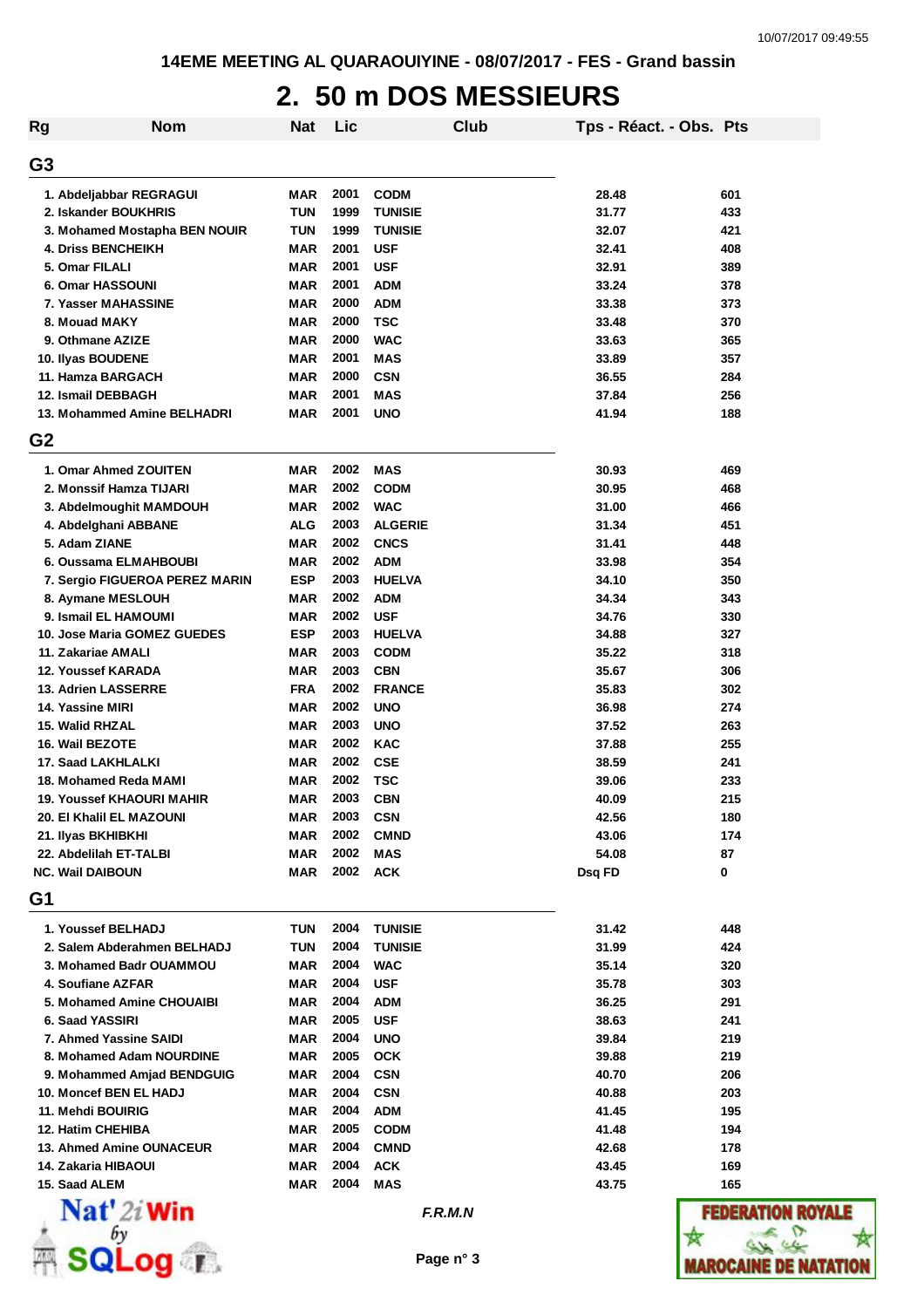14EME MEETING AL QUARAOUIYINE - 08/07/2017 - FES - Grand bassin

# 2. 50 m DOS MESSIEURS

| Rg | Nom | Nat | Lic | Club | Tps - Réact. - Obs. | Pts |
|---|---|---|---|---|---|---|
| **G3** | | | | | | |
| 1. | Abdeljabbar REGRAGUI | MAR | 2001 | CODM | 28.48 | 601 |
| 2. | Iskander BOUKHRIS | TUN | 1999 | TUNISIE | 31.77 | 433 |
| 3. | Mohamed Mostapha BEN NOUIR | TUN | 1999 | TUNISIE | 32.07 | 421 |
| 4. | Driss BENCHEIKH | MAR | 2001 | USF | 32.41 | 408 |
| 5. | Omar FILALI | MAR | 2001 | USF | 32.91 | 389 |
| 6. | Omar HASSOUNI | MAR | 2001 | ADM | 33.24 | 378 |
| 7. | Yasser MAHASSINE | MAR | 2000 | ADM | 33.38 | 373 |
| 8. | Mouad MAKY | MAR | 2000 | TSC | 33.48 | 370 |
| 9. | Othmane AZIZE | MAR | 2000 | WAC | 33.63 | 365 |
| 10. | Ilyas BOUDENE | MAR | 2001 | MAS | 33.89 | 357 |
| 11. | Hamza BARGACH | MAR | 2000 | CSN | 36.55 | 284 |
| 12. | Ismail DEBBAGH | MAR | 2001 | MAS | 37.84 | 256 |
| 13. | Mohammed Amine BELHADRI | MAR | 2001 | UNO | 41.94 | 188 |
| **G2** | | | | | | |
| 1. | Omar Ahmed ZOUITEN | MAR | 2002 | MAS | 30.93 | 469 |
| 2. | Monssif Hamza TIJARI | MAR | 2002 | CODM | 30.95 | 468 |
| 3. | Abdelmoughit MAMDOUH | MAR | 2002 | WAC | 31.00 | 466 |
| 4. | Abdelghani ABBANE | ALG | 2003 | ALGERIE | 31.34 | 451 |
| 5. | Adam ZIANE | MAR | 2002 | CNCS | 31.41 | 448 |
| 6. | Oussama ELMAHBOUBI | MAR | 2002 | ADM | 33.98 | 354 |
| 7. | Sergio FIGUEROA PEREZ MARIN | ESP | 2003 | HUELVA | 34.10 | 350 |
| 8. | Aymane MESLOUH | MAR | 2002 | ADM | 34.34 | 343 |
| 9. | Ismail EL HAMOUMI | MAR | 2002 | USF | 34.76 | 330 |
| 10. | Jose Maria GOMEZ GUEDES | ESP | 2003 | HUELVA | 34.88 | 327 |
| 11. | Zakariae AMALI | MAR | 2003 | CODM | 35.22 | 318 |
| 12. | Youssef KARADA | MAR | 2003 | CBN | 35.67 | 306 |
| 13. | Adrien LASSERRE | FRA | 2002 | FRANCE | 35.83 | 302 |
| 14. | Yassine MIRI | MAR | 2002 | UNO | 36.98 | 274 |
| 15. | Walid RHZAL | MAR | 2003 | UNO | 37.52 | 263 |
| 16. | Wail BEZOTE | MAR | 2002 | KAC | 37.88 | 255 |
| 17. | Saad LAKHLALKI | MAR | 2002 | CSE | 38.59 | 241 |
| 18. | Mohamed Reda MAMI | MAR | 2002 | TSC | 39.06 | 233 |
| 19. | Youssef KHAOURI MAHIR | MAR | 2003 | CBN | 40.09 | 215 |
| 20. | El Khalil EL MAZOUNI | MAR | 2003 | CSN | 42.56 | 180 |
| 21. | Ilyas BKHIBKHI | MAR | 2002 | CMND | 43.06 | 174 |
| 22. | Abdelilah ET-TALBI | MAR | 2002 | MAS | 54.08 | 87 |
| NC. | Wail DAIBOUN | MAR | 2002 | ACK | Dsq FD | 0 |
| **G1** | | | | | | |
| 1. | Youssef BELHADJ | TUN | 2004 | TUNISIE | 31.42 | 448 |
| 2. | Salem Abderahmen BELHADJ | TUN | 2004 | TUNISIE | 31.99 | 424 |
| 3. | Mohamed Badr OUAMMOU | MAR | 2004 | WAC | 35.14 | 320 |
| 4. | Soufiane AZFAR | MAR | 2004 | USF | 35.78 | 303 |
| 5. | Mohamed Amine CHOUAIBI | MAR | 2004 | ADM | 36.25 | 291 |
| 6. | Saad YASSIRI | MAR | 2005 | USF | 38.63 | 241 |
| 7. | Ahmed Yassine SAIDI | MAR | 2004 | UNO | 39.84 | 219 |
| 8. | Mohamed Adam NOURDINE | MAR | 2005 | OCK | 39.88 | 219 |
| 9. | Mohammed Amjad BENDGUIG | MAR | 2004 | CSN | 40.70 | 206 |
| 10. | Moncef BEN EL HADJ | MAR | 2004 | CSN | 40.88 | 203 |
| 11. | Mehdi BOUIRIG | MAR | 2004 | ADM | 41.45 | 195 |
| 12. | Hatim CHEHIBA | MAR | 2005 | CODM | 41.48 | 194 |
| 13. | Ahmed Amine OUNACEUR | MAR | 2004 | CMND | 42.68 | 178 |
| 14. | Zakaria HIBAOUI | MAR | 2004 | ACK | 43.45 | 169 |
| 15. | Saad ALEM | MAR | 2004 | MAS | 43.75 | 165 |

*F.R.M.N*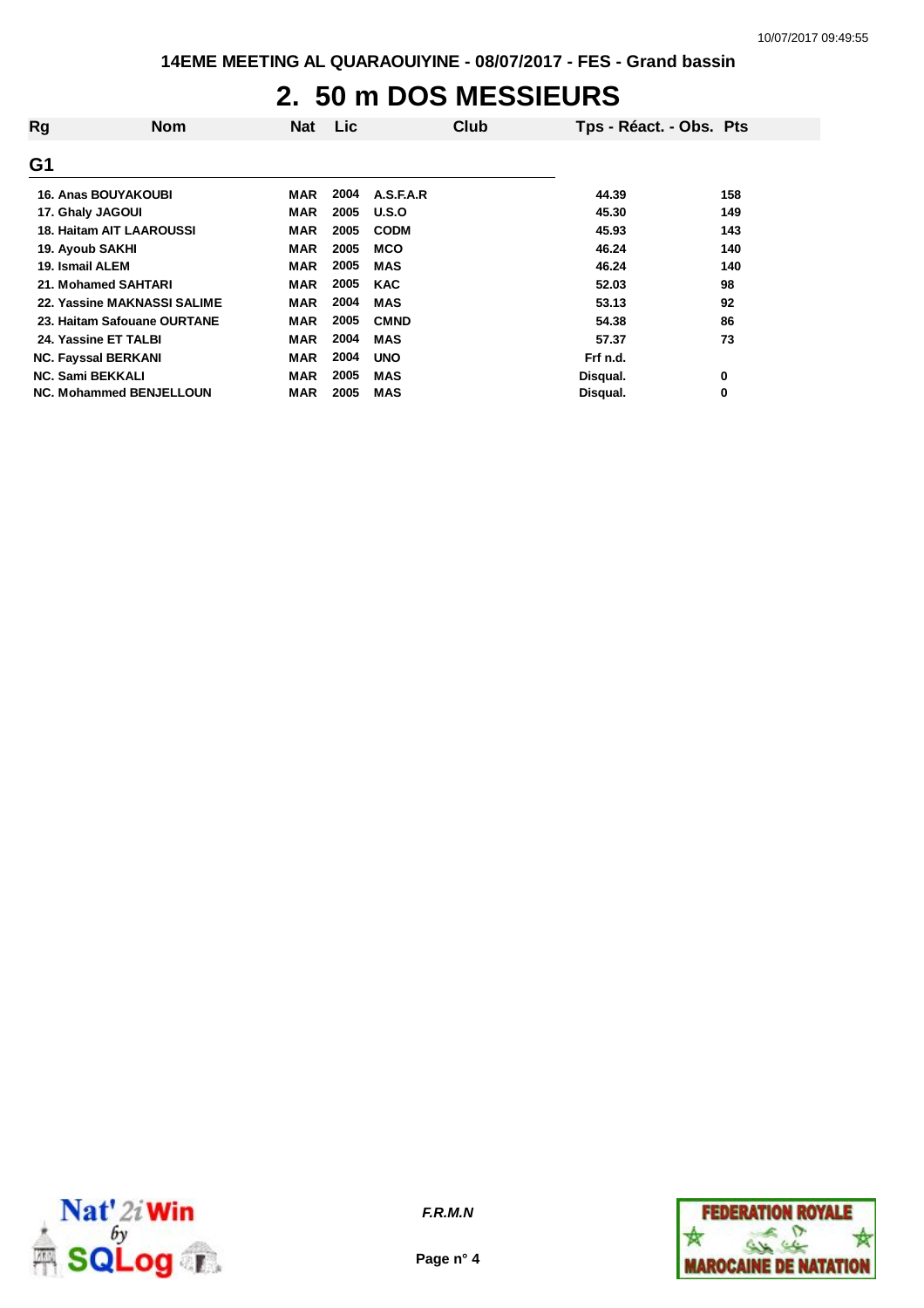# 2. 50 m DOS MESSIEURS

| Rg | Nom | Nat | Lic | Club | Tps - Réact. - Obs. | Pts |
|---|---|---|---|---|---|---|
| **G1** | | | | | | |
| 16. | Anas BOUYAKOUBI | MAR | 2004 | A.S.F.A.R | 44.39 | 158 |
| 17. | Ghaly JAGOUI | MAR | 2005 | U.S.O | 45.30 | 149 |
| 18. | Haitam AIT LAAROUSSI | MAR | 2005 | CODM | 45.93 | 143 |
| 19. | Ayoub SAKHI | MAR | 2005 | MCO | 46.24 | 140 |
| 19. | Ismail ALEM | MAR | 2005 | MAS | 46.24 | 140 |
| 21. | Mohamed SAHTARI | MAR | 2005 | KAC | 52.03 | 98 |
| 22. | Yassine MAKNASSI SALIME | MAR | 2004 | MAS | 53.13 | 92 |
| 23. | Haitam Safouane OURTANE | MAR | 2005 | CMND | 54.38 | 86 |
| 24. | Yassine ET TALBI | MAR | 2004 | MAS | 57.37 | 73 |
| NC. | Fayssal BERKANI | MAR | 2004 | UNO | Frf n.d. | |
| NC. | Sami BEKKALI | MAR | 2005 | MAS | Disqual. | 0 |
| NC. | Mohammed BENJELLOUN | MAR | 2005 | MAS | Disqual. | 0 |

*F.R.M.N*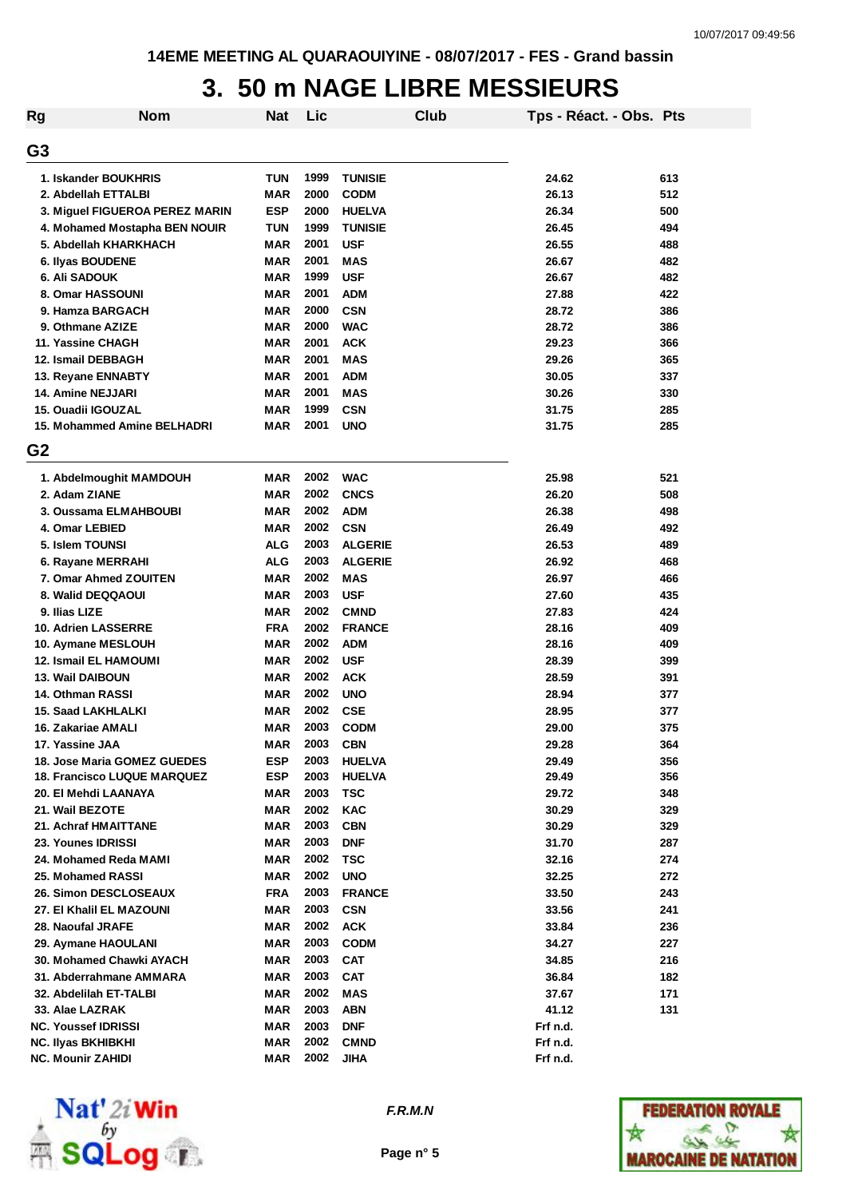14EME MEETING AL QUARAOUIYINE - 08/07/2017 - FES - Grand bassin

# 3. 50 m NAGE LIBRE MESSIEURS

## G3

| Rg | Nom | Nat | Lic | Club | Tps - Réact. - Obs. | Pts |
|---|---|---|---|---|---|---|
| 1. | Iskander BOUKHRIS | TUN | 1999 | TUNISIE | 24.62 | 613 |
| 2. | Abdellah ETTALBI | MAR | 2000 | CODM | 26.13 | 512 |
| 3. | Miguel FIGUEROA PEREZ MARIN | ESP | 2000 | HUELVA | 26.34 | 500 |
| 4. | Mohamed Mostapha BEN NOUIR | TUN | 1999 | TUNISIE | 26.45 | 494 |
| 5. | Abdellah KHARKHACH | MAR | 2001 | USF | 26.55 | 488 |
| 6. | Ilyas BOUDENE | MAR | 2001 | MAS | 26.67 | 482 |
| 6. | Ali SADOUK | MAR | 1999 | USF | 26.67 | 482 |
| 8. | Omar HASSOUNI | MAR | 2001 | ADM | 27.88 | 422 |
| 9. | Hamza BARGACH | MAR | 2000 | CSN | 28.72 | 386 |
| 9. | Othmane AZIZE | MAR | 2000 | WAC | 28.72 | 386 |
| 11. | Yassine CHAGH | MAR | 2001 | ACK | 29.23 | 366 |
| 12. | Ismail DEBBAGH | MAR | 2001 | MAS | 29.26 | 365 |
| 13. | Reyane ENNABTY | MAR | 2001 | ADM | 30.05 | 337 |
| 14. | Amine NEJJARI | MAR | 2001 | MAS | 30.26 | 330 |
| 15. | Ouadii IGOUZAL | MAR | 1999 | CSN | 31.75 | 285 |
| 15. | Mohammed Amine BELHADRI | MAR | 2001 | UNO | 31.75 | 285 |

## G2

| Rg | Nom | Nat | Lic | Club | Tps - Réact. - Obs. | Pts |
|---|---|---|---|---|---|---|
| 1. | Abdelmoughit MAMDOUH | MAR | 2002 | WAC | 25.98 | 521 |
| 2. | Adam ZIANE | MAR | 2002 | CNCS | 26.20 | 508 |
| 3. | Oussama ELMAHBOUBI | MAR | 2002 | ADM | 26.38 | 498 |
| 4. | Omar LEBIED | MAR | 2002 | CSN | 26.49 | 492 |
| 5. | Islem TOUNSI | ALG | 2003 | ALGERIE | 26.53 | 489 |
| 6. | Rayane MERRAHI | ALG | 2003 | ALGERIE | 26.92 | 468 |
| 7. | Omar Ahmed ZOUITEN | MAR | 2002 | MAS | 26.97 | 466 |
| 8. | Walid DEQQAOUI | MAR | 2003 | USF | 27.60 | 435 |
| 9. | Ilias LIZE | MAR | 2002 | CMND | 27.83 | 424 |
| 10. | Adrien LASSERRE | FRA | 2002 | FRANCE | 28.16 | 409 |
| 10. | Aymane MESLOUH | MAR | 2002 | ADM | 28.16 | 409 |
| 12. | Ismail EL HAMOUMI | MAR | 2002 | USF | 28.39 | 399 |
| 13. | Wail DAIBOUN | MAR | 2002 | ACK | 28.59 | 391 |
| 14. | Othman RASSI | MAR | 2002 | UNO | 28.94 | 377 |
| 15. | Saad LAKHLALKI | MAR | 2002 | CSE | 28.95 | 377 |
| 16. | Zakariae AMALI | MAR | 2003 | CODM | 29.00 | 375 |
| 17. | Yassine JAA | MAR | 2003 | CBN | 29.28 | 364 |
| 18. | Jose Maria GOMEZ GUEDES | ESP | 2003 | HUELVA | 29.49 | 356 |
| 18. | Francisco LUQUE MARQUEZ | ESP | 2003 | HUELVA | 29.49 | 356 |
| 20. | El Mehdi LAANAYA | MAR | 2003 | TSC | 29.72 | 348 |
| 21. | Wail BEZOTE | MAR | 2002 | KAC | 30.29 | 329 |
| 21. | Achraf HMAITTANE | MAR | 2003 | CBN | 30.29 | 329 |
| 23. | Younes IDRISSI | MAR | 2003 | DNF | 31.70 | 287 |
| 24. | Mohamed Reda MAMI | MAR | 2002 | TSC | 32.16 | 274 |
| 25. | Mohamed RASSI | MAR | 2002 | UNO | 32.25 | 272 |
| 26. | Simon DESCLOSEAUX | FRA | 2003 | FRANCE | 33.50 | 243 |
| 27. | El Khalil EL MAZOUNI | MAR | 2003 | CSN | 33.56 | 241 |
| 28. | Naoufal JRAFE | MAR | 2002 | ACK | 33.84 | 236 |
| 29. | Aymane HAOULANI | MAR | 2003 | CODM | 34.27 | 227 |
| 30. | Mohamed Chawki AYACH | MAR | 2003 | CAT | 34.85 | 216 |
| 31. | Abderrahmane AMMARA | MAR | 2003 | CAT | 36.84 | 182 |
| 32. | Abdelilah ET-TALBI | MAR | 2002 | MAS | 37.67 | 171 |
| 33. | Alae LAZRAK | MAR | 2003 | ABN | 41.12 | 131 |
| NC. | Youssef IDRISSI | MAR | 2003 | DNF | Frf n.d. | |
| NC. | Ilyas BKHIBKHI | MAR | 2002 | CMND | Frf n.d. | |
| NC. | Mounir ZAHIDI | MAR | 2002 | JIHA | Frf n.d. | |

*F.R.M.N*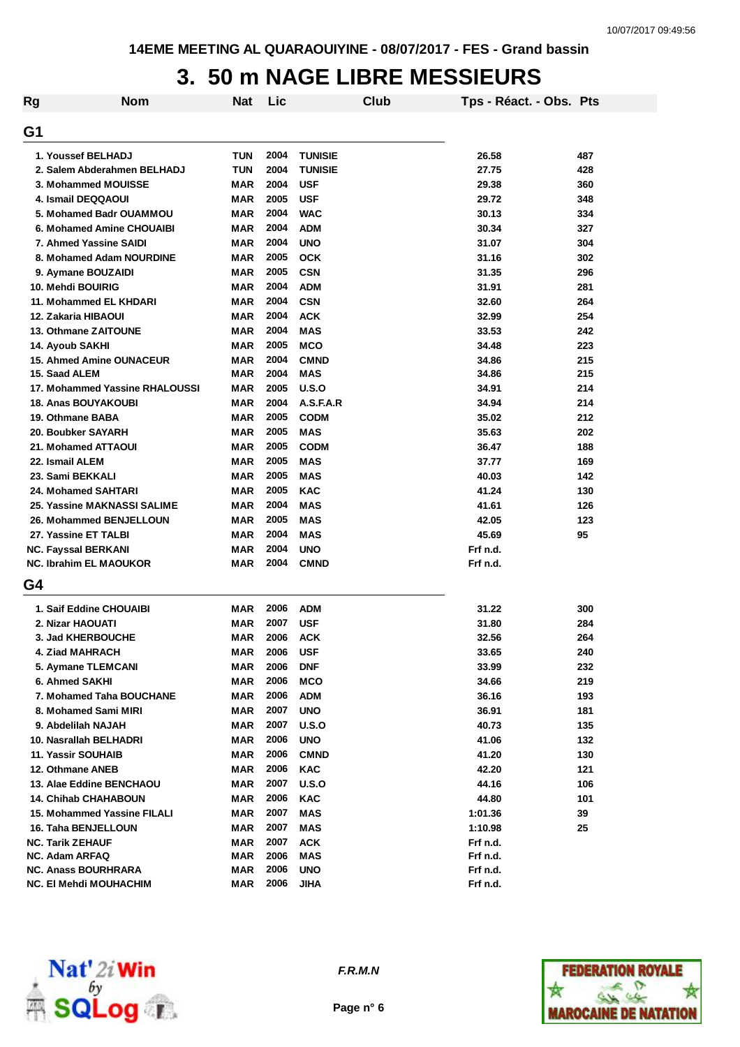# 3. 50 m NAGE LIBRE MESSIEURS

## G1

| Rg | Nom | Nat | Lic | Club | Tps - Réact. - Obs. | Pts |
|---|---|---|---|---|---|---|
| 1. | Youssef BELHADJ | TUN | 2004 | TUNISIE | 26.58 | 487 |
| 2. | Salem Abderahmen BELHADJ | TUN | 2004 | TUNISIE | 27.75 | 428 |
| 3. | Mohammed MOUISSE | MAR | 2004 | USF | 29.38 | 360 |
| 4. | Ismail DEQQAOUI | MAR | 2005 | USF | 29.72 | 348 |
| 5. | Mohamed Badr OUAMMOU | MAR | 2004 | WAC | 30.13 | 334 |
| 6. | Mohamed Amine CHOUAIBI | MAR | 2004 | ADM | 30.34 | 327 |
| 7. | Ahmed Yassine SAIDI | MAR | 2004 | UNO | 31.07 | 304 |
| 8. | Mohamed Adam NOURDINE | MAR | 2005 | OCK | 31.16 | 302 |
| 9. | Aymane BOUZAIDI | MAR | 2005 | CSN | 31.35 | 296 |
| 10. | Mehdi BOUIRIG | MAR | 2004 | ADM | 31.91 | 281 |
| 11. | Mohammed EL KHDARI | MAR | 2004 | CSN | 32.60 | 264 |
| 12. | Zakaria HIBAOUI | MAR | 2004 | ACK | 32.99 | 254 |
| 13. | Othmane ZAITOUNE | MAR | 2004 | MAS | 33.53 | 242 |
| 14. | Ayoub SAKHI | MAR | 2005 | MCO | 34.48 | 223 |
| 15. | Ahmed Amine OUNACEUR | MAR | 2004 | CMND | 34.86 | 215 |
| 15. | Saad ALEM | MAR | 2004 | MAS | 34.86 | 215 |
| 17. | Mohammed Yassine RHALOUSSI | MAR | 2005 | U.S.O | 34.91 | 214 |
| 18. | Anas BOUYAKOUBI | MAR | 2004 | A.S.F.A.R | 34.94 | 214 |
| 19. | Othmane BABA | MAR | 2005 | CODM | 35.02 | 212 |
| 20. | Boubker SAYARH | MAR | 2005 | MAS | 35.63 | 202 |
| 21. | Mohamed ATTAOUI | MAR | 2005 | CODM | 36.47 | 188 |
| 22. | Ismail ALEM | MAR | 2005 | MAS | 37.77 | 169 |
| 23. | Sami BEKKALI | MAR | 2005 | MAS | 40.03 | 142 |
| 24. | Mohamed SAHTARI | MAR | 2005 | KAC | 41.24 | 130 |
| 25. | Yassine MAKNASSI SALIME | MAR | 2004 | MAS | 41.61 | 126 |
| 26. | Mohammed BENJELLOUN | MAR | 2005 | MAS | 42.05 | 123 |
| 27. | Yassine ET TALBI | MAR | 2004 | MAS | 45.69 | 95 |
| NC. | Fayssal BERKANI | MAR | 2004 | UNO | Frf n.d. | |
| NC. | Ibrahim EL MAOUKOR | MAR | 2004 | CMND | Frf n.d. | |

## G4

| Rg | Nom | Nat | Lic | Club | Tps - Réact. - Obs. | Pts |
|---|---|---|---|---|---|---|
| 1. | Saif Eddine CHOUAIBI | MAR | 2006 | ADM | 31.22 | 300 |
| 2. | Nizar HAOUATI | MAR | 2007 | USF | 31.80 | 284 |
| 3. | Jad KHERBOUCHE | MAR | 2006 | ACK | 32.56 | 264 |
| 4. | Ziad MAHRACH | MAR | 2006 | USF | 33.65 | 240 |
| 5. | Aymane TLEMCANI | MAR | 2006 | DNF | 33.99 | 232 |
| 6. | Ahmed SAKHI | MAR | 2006 | MCO | 34.66 | 219 |
| 7. | Mohamed Taha BOUCHANE | MAR | 2006 | ADM | 36.16 | 193 |
| 8. | Mohamed Sami MIRI | MAR | 2007 | UNO | 36.91 | 181 |
| 9. | Abdelilah NAJAH | MAR | 2007 | U.S.O | 40.73 | 135 |
| 10. | Nasrallah BELHADRI | MAR | 2006 | UNO | 41.06 | 132 |
| 11. | Yassir SOUHAIB | MAR | 2006 | CMND | 41.20 | 130 |
| 12. | Othmane ANEB | MAR | 2006 | KAC | 42.20 | 121 |
| 13. | Alae Eddine BENCHAOU | MAR | 2007 | U.S.O | 44.16 | 106 |
| 14. | Chihab CHAHABOUN | MAR | 2006 | KAC | 44.80 | 101 |
| 15. | Mohammed Yassine FILALI | MAR | 2007 | MAS | 1:01.36 | 39 |
| 16. | Taha BENJELLOUN | MAR | 2007 | MAS | 1:10.98 | 25 |
| NC. | Tarik ZEHAUF | MAR | 2007 | ACK | Frf n.d. | |
| NC. | Adam ARFAQ | MAR | 2006 | MAS | Frf n.d. | |
| NC. | Anass BOURHRARA | MAR | 2006 | UNO | Frf n.d. | |
| NC. | El Mehdi MOUHACHIM | MAR | 2006 | JIHA | Frf n.d. | |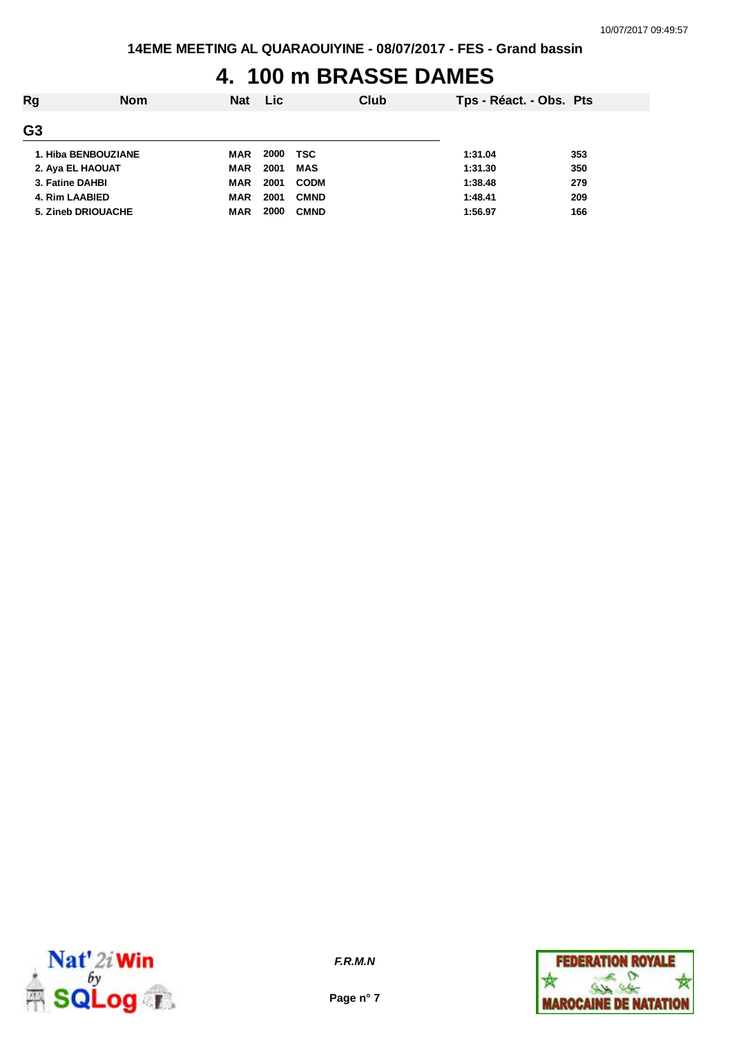# 4. 100 m BRASSE DAMES

| Rg | Nom | Nat | Lic | Club | Tps - Réact. - Obs. | Pts |
|---|---|---|---|---|---|---|
| **G3** | | | | | | |
| 1. | Hiba BENBOUZIANE | MAR | 2000 | TSC | 1:31.04 | 353 |
| 2. | Aya EL HAOUAT | MAR | 2001 | MAS | 1:31.30 | 350 |
| 3. | Fatine DAHBI | MAR | 2001 | CODM | 1:38.48 | 279 |
| 4. | Rim LAABIED | MAR | 2001 | CMND | 1:48.41 | 209 |
| 5. | Zineb DRIOUACHE | MAR | 2000 | CMND | 1:56.97 | 166 |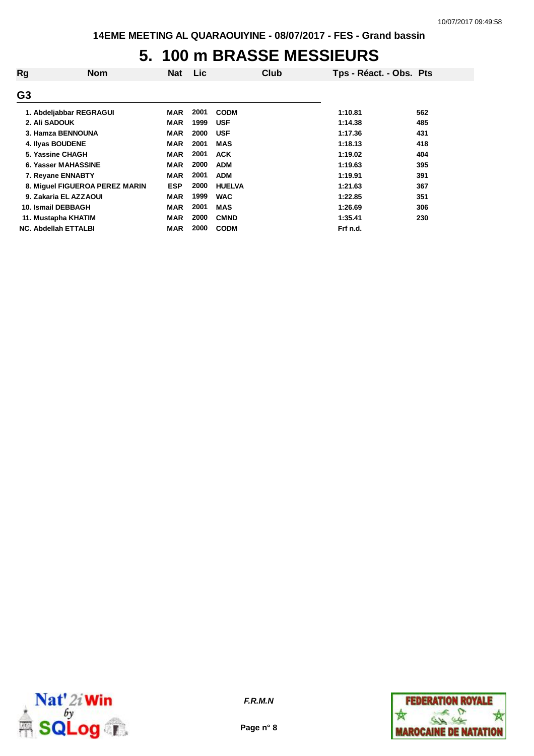# 5. 100 m BRASSE MESSIEURS

| Rg | Nom | Nat | Lic | Club | Tps - Réact. - Obs. | Pts |
|---|---|---|---|---|---|---|
| **G3** | | | | | | |
| 1. | Abdeljabbar REGRAGUI | MAR | 2001 | CODM | 1:10.81 | 562 |
| 2. | Ali SADOUK | MAR | 1999 | USF | 1:14.38 | 485 |
| 3. | Hamza BENNOUNA | MAR | 2000 | USF | 1:17.36 | 431 |
| 4. | Ilyas BOUDENE | MAR | 2001 | MAS | 1:18.13 | 418 |
| 5. | Yassine CHAGH | MAR | 2001 | ACK | 1:19.02 | 404 |
| 6. | Yasser MAHASSINE | MAR | 2000 | ADM | 1:19.63 | 395 |
| 7. | Reyane ENNABTY | MAR | 2001 | ADM | 1:19.91 | 391 |
| 8. | Miguel FIGUEROA PEREZ MARIN | ESP | 2000 | HUELVA | 1:21.63 | 367 |
| 9. | Zakaria EL AZZAOUI | MAR | 1999 | WAC | 1:22.85 | 351 |
| 10. | Ismail DEBBAGH | MAR | 2001 | MAS | 1:26.69 | 306 |
| 11. | Mustapha KHATIM | MAR | 2000 | CMND | 1:35.41 | 230 |
| NC. | Abdellah ETTALBI | MAR | 2000 | CODM | Frf n.d. | |

*F.R.M.N*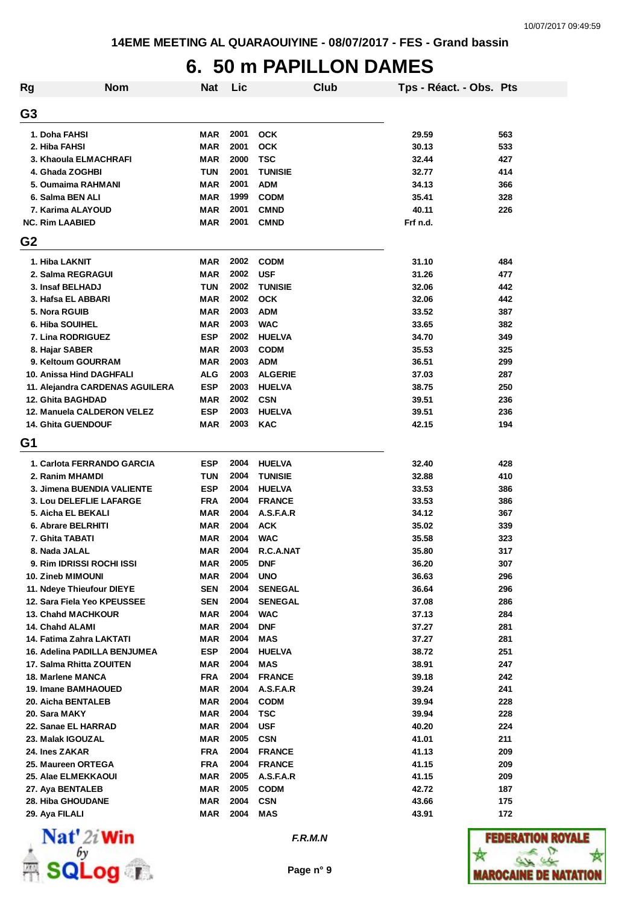# 6. 50 m PAPILLON DAMES

| Rg | Nom | Nat | Lic | Club | Tps - Réact. - Obs. | Pts |
|---|---|---|---|---|---|---|
| **G3** | | | | | | |
| 1. | Doha FAHSI | MAR | 2001 | OCK | 29.59 | 563 |
| 2. | Hiba FAHSI | MAR | 2001 | OCK | 30.13 | 533 |
| 3. | Khaoula ELMACHRAFI | MAR | 2000 | TSC | 32.44 | 427 |
| 4. | Ghada ZOGHBI | TUN | 2001 | TUNISIE | 32.77 | 414 |
| 5. | Oumaima RAHMANI | MAR | 2001 | ADM | 34.13 | 366 |
| 6. | Salma BEN ALI | MAR | 1999 | CODM | 35.41 | 328 |
| 7. | Karima ALAYOUD | MAR | 2001 | CMND | 40.11 | 226 |
| NC. | Rim LAABIED | MAR | 2001 | CMND | Frf n.d. | |
| **G2** | | | | | | |
| 1. | Hiba LAKNIT | MAR | 2002 | CODM | 31.10 | 484 |
| 2. | Salma REGRAGUI | MAR | 2002 | USF | 31.26 | 477 |
| 3. | Insaf BELHADJ | TUN | 2002 | TUNISIE | 32.06 | 442 |
| 3. | Hafsa EL ABBARI | MAR | 2002 | OCK | 32.06 | 442 |
| 5. | Nora RGUIB | MAR | 2003 | ADM | 33.52 | 387 |
| 6. | Hiba SOUIHEL | MAR | 2003 | WAC | 33.65 | 382 |
| 7. | Lina RODRIGUEZ | ESP | 2002 | HUELVA | 34.70 | 349 |
| 8. | Hajar SABER | MAR | 2003 | CODM | 35.53 | 325 |
| 9. | Keltoum GOURRAM | MAR | 2003 | ADM | 36.51 | 299 |
| 10. | Anissa Hind DAGHFALI | ALG | 2003 | ALGERIE | 37.03 | 287 |
| 11. | Alejandra CARDENAS AGUILERA | ESP | 2003 | HUELVA | 38.75 | 250 |
| 12. | Ghita BAGHDAD | MAR | 2002 | CSN | 39.51 | 236 |
| 12. | Manuela CALDERON VELEZ | ESP | 2003 | HUELVA | 39.51 | 236 |
| 14. | Ghita GUENDOUF | MAR | 2003 | KAC | 42.15 | 194 |
| **G1** | | | | | | |
| 1. | Carlota FERRANDO GARCIA | ESP | 2004 | HUELVA | 32.40 | 428 |
| 2. | Ranim MHAMDI | TUN | 2004 | TUNISIE | 32.88 | 410 |
| 3. | Jimena BUENDIA VALIENTE | ESP | 2004 | HUELVA | 33.53 | 386 |
| 3. | Lou DELEFLIE LAFARGE | FRA | 2004 | FRANCE | 33.53 | 386 |
| 5. | Aicha EL BEKALI | MAR | 2004 | A.S.F.A.R | 34.12 | 367 |
| 6. | Abrare BELRHITI | MAR | 2004 | ACK | 35.02 | 339 |
| 7. | Ghita TABATI | MAR | 2004 | WAC | 35.58 | 323 |
| 8. | Nada JALAL | MAR | 2004 | R.C.A.NAT | 35.80 | 317 |
| 9. | Rim IDRISSI ROCHI ISSI | MAR | 2005 | DNF | 36.20 | 307 |
| 10. | Zineb MIMOUNI | MAR | 2004 | UNO | 36.63 | 296 |
| 11. | Ndeye Thieufour DIEYE | SEN | 2004 | SENEGAL | 36.64 | 296 |
| 12. | Sara Fiela Yeo KPEUSSEE | SEN | 2004 | SENEGAL | 37.08 | 286 |
| 13. | Chahd MACHKOUR | MAR | 2004 | WAC | 37.13 | 284 |
| 14. | Chahd ALAMI | MAR | 2004 | DNF | 37.27 | 281 |
| 14. | Fatima Zahra LAKTATI | MAR | 2004 | MAS | 37.27 | 281 |
| 16. | Adelina PADILLA BENJUMEA | ESP | 2004 | HUELVA | 38.72 | 251 |
| 17. | Salma Rhitta ZOUITEN | MAR | 2004 | MAS | 38.91 | 247 |
| 18. | Marlene MANCA | FRA | 2004 | FRANCE | 39.18 | 242 |
| 19. | Imane BAMHAOUED | MAR | 2004 | A.S.F.A.R | 39.24 | 241 |
| 20. | Aicha BENTALEB | MAR | 2004 | CODM | 39.94 | 228 |
| 20. | Sara MAKY | MAR | 2004 | TSC | 39.94 | 228 |
| 22. | Sanae EL HARRAD | MAR | 2004 | USF | 40.20 | 224 |
| 23. | Malak IGOUZAL | MAR | 2005 | CSN | 41.01 | 211 |
| 24. | Ines ZAKAR | FRA | 2004 | FRANCE | 41.13 | 209 |
| 25. | Maureen ORTEGA | FRA | 2004 | FRANCE | 41.15 | 209 |
| 25. | Alae ELMEKKAOUI | MAR | 2005 | A.S.F.A.R | 41.15 | 209 |
| 27. | Aya BENTALEB | MAR | 2005 | CODM | 42.72 | 187 |
| 28. | Hiba GHOUDANE | MAR | 2004 | CSN | 43.66 | 175 |
| 29. | Aya FILALI | MAR | 2004 | MAS | 43.91 | 172 |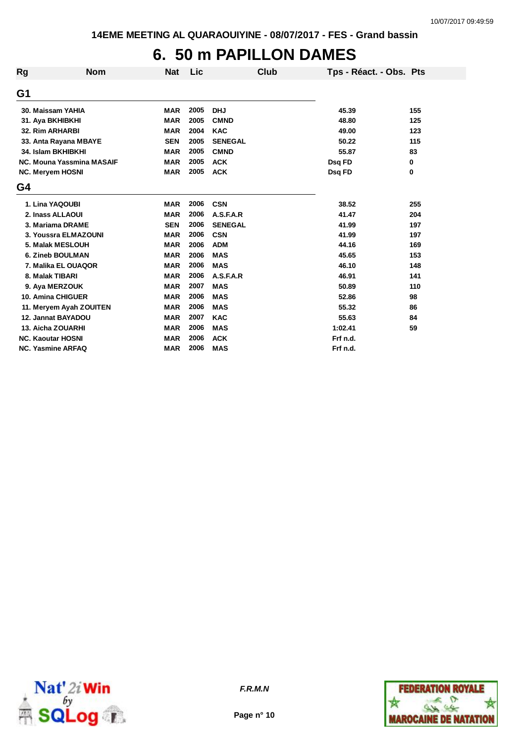# 6. 50 m PAPILLON DAMES

| Rg | Nom | Nat | Lic | Club | Tps - Réact. - Obs. | Pts |
|---|---|---|---|---|---|---|
| **G1** | | | | | | |
| 30. | Maissam YAHIA | MAR | 2005 | DHJ | 45.39 | 155 |
| 31. | Aya BKHIBKHI | MAR | 2005 | CMND | 48.80 | 125 |
| 32. | Rim ARHARBI | MAR | 2004 | KAC | 49.00 | 123 |
| 33. | Anta Rayana MBAYE | SEN | 2005 | SENEGAL | 50.22 | 115 |
| 34. | Islam BKHIBKHI | MAR | 2005 | CMND | 55.87 | 83 |
| NC. | Mouna Yassmina MASAIF | MAR | 2005 | ACK | Dsq FD | 0 |
| NC. | Meryem HOSNI | MAR | 2005 | ACK | Dsq FD | 0 |
| **G4** | | | | | | |
| 1. | Lina YAQOUBI | MAR | 2006 | CSN | 38.52 | 255 |
| 2. | Inass ALLAOUI | MAR | 2006 | A.S.F.A.R | 41.47 | 204 |
| 3. | Mariama DRAME | SEN | 2006 | SENEGAL | 41.99 | 197 |
| 3. | Youssra ELMAZOUNI | MAR | 2006 | CSN | 41.99 | 197 |
| 5. | Malak MESLOUH | MAR | 2006 | ADM | 44.16 | 169 |
| 6. | Zineb BOULMAN | MAR | 2006 | MAS | 45.65 | 153 |
| 7. | Malika EL OUAQOR | MAR | 2006 | MAS | 46.10 | 148 |
| 8. | Malak TIBARI | MAR | 2006 | A.S.F.A.R | 46.91 | 141 |
| 9. | Aya MERZOUK | MAR | 2007 | MAS | 50.89 | 110 |
| 10. | Amina CHIGUER | MAR | 2006 | MAS | 52.86 | 98 |
| 11. | Meryem Ayah ZOUITEN | MAR | 2006 | MAS | 55.32 | 86 |
| 12. | Jannat BAYADOU | MAR | 2007 | KAC | 55.63 | 84 |
| 13. | Aicha ZOUARHI | MAR | 2006 | MAS | 1:02.41 | 59 |
| NC. | Kaoutar HOSNI | MAR | 2006 | ACK | Frf n.d. | |
| NC. | Yasmine ARFAQ | MAR | 2006 | MAS | Frf n.d. | |

*F.R.M.N*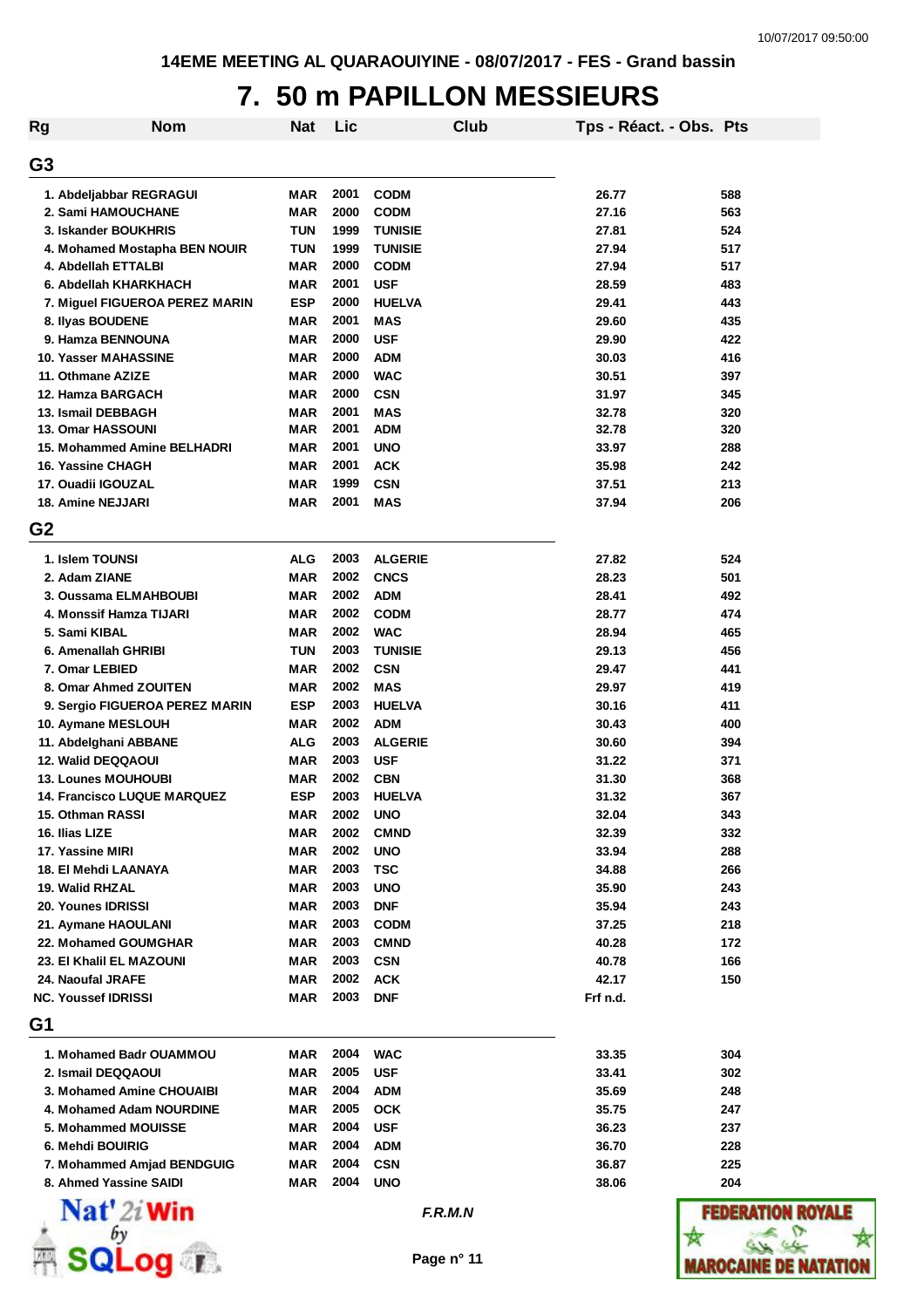14EME MEETING AL QUARAOUIYINE - 08/07/2017 - FES - Grand bassin

# 7. 50 m PAPILLON MESSIEURS

| Rg | Nom | Nat | Lic | Club | Tps - Réact. - Obs. | Pts |
|---|---|---|---|---|---|---|
| **G3** | | | | | | |
| 1. | Abdeljabbar REGRAGUI | MAR | 2001 | CODM | 26.77 | 588 |
| 2. | Sami HAMOUCHANE | MAR | 2000 | CODM | 27.16 | 563 |
| 3. | Iskander BOUKHRIS | TUN | 1999 | TUNISIE | 27.81 | 524 |
| 4. | Mohamed Mostapha BEN NOUIR | TUN | 1999 | TUNISIE | 27.94 | 517 |
| 4. | Abdellah ETTALBI | MAR | 2000 | CODM | 27.94 | 517 |
| 6. | Abdellah KHARKHACH | MAR | 2001 | USF | 28.59 | 483 |
| 7. | Miguel FIGUEROA PEREZ MARIN | ESP | 2000 | HUELVA | 29.41 | 443 |
| 8. | Ilyas BOUDENE | MAR | 2001 | MAS | 29.60 | 435 |
| 9. | Hamza BENNOUNA | MAR | 2000 | USF | 29.90 | 422 |
| 10. | Yasser MAHASSINE | MAR | 2000 | ADM | 30.03 | 416 |
| 11. | Othmane AZIZE | MAR | 2000 | WAC | 30.51 | 397 |
| 12. | Hamza BARGACH | MAR | 2000 | CSN | 31.97 | 345 |
| 13. | Ismail DEBBAGH | MAR | 2001 | MAS | 32.78 | 320 |
| 13. | Omar HASSOUNI | MAR | 2001 | ADM | 32.78 | 320 |
| 15. | Mohammed Amine BELHADRI | MAR | 2001 | UNO | 33.97 | 288 |
| 16. | Yassine CHAGH | MAR | 2001 | ACK | 35.98 | 242 |
| 17. | Ouadii IGOUZAL | MAR | 1999 | CSN | 37.51 | 213 |
| 18. | Amine NEJJARI | MAR | 2001 | MAS | 37.94 | 206 |
| **G2** | | | | | | |
| 1. | Islem TOUNSI | ALG | 2003 | ALGERIE | 27.82 | 524 |
| 2. | Adam ZIANE | MAR | 2002 | CNCS | 28.23 | 501 |
| 3. | Oussama ELMAHBOUBI | MAR | 2002 | ADM | 28.41 | 492 |
| 4. | Monssif Hamza TIJARI | MAR | 2002 | CODM | 28.77 | 474 |
| 5. | Sami KIBAL | MAR | 2002 | WAC | 28.94 | 465 |
| 6. | Amenallah GHRIBI | TUN | 2003 | TUNISIE | 29.13 | 456 |
| 7. | Omar LEBIED | MAR | 2002 | CSN | 29.47 | 441 |
| 8. | Omar Ahmed ZOUITEN | MAR | 2002 | MAS | 29.97 | 419 |
| 9. | Sergio FIGUEROA PEREZ MARIN | ESP | 2003 | HUELVA | 30.16 | 411 |
| 10. | Aymane MESLOUH | MAR | 2002 | ADM | 30.43 | 400 |
| 11. | Abdelghani ABBANE | ALG | 2003 | ALGERIE | 30.60 | 394 |
| 12. | Walid DEQQAOUI | MAR | 2003 | USF | 31.22 | 371 |
| 13. | Lounes MOUHOUBI | MAR | 2002 | CBN | 31.30 | 368 |
| 14. | Francisco LUQUE MARQUEZ | ESP | 2003 | HUELVA | 31.32 | 367 |
| 15. | Othman RASSI | MAR | 2002 | UNO | 32.04 | 343 |
| 16. | Ilias LIZE | MAR | 2002 | CMND | 32.39 | 332 |
| 17. | Yassine MIRI | MAR | 2002 | UNO | 33.94 | 288 |
| 18. | El Mehdi LAANAYA | MAR | 2003 | TSC | 34.88 | 266 |
| 19. | Walid RHZAL | MAR | 2003 | UNO | 35.90 | 243 |
| 20. | Younes IDRISSI | MAR | 2003 | DNF | 35.94 | 243 |
| 21. | Aymane HAOULANI | MAR | 2003 | CODM | 37.25 | 218 |
| 22. | Mohamed GOUMGHAR | MAR | 2003 | CMND | 40.28 | 172 |
| 23. | El Khalil EL MAZOUNI | MAR | 2003 | CSN | 40.78 | 166 |
| 24. | Naoufal JRAFE | MAR | 2002 | ACK | 42.17 | 150 |
| NC. | Youssef IDRISSI | MAR | 2003 | DNF | Frf n.d. | |
| **G1** | | | | | | |
| 1. | Mohamed Badr OUAMMOU | MAR | 2004 | WAC | 33.35 | 304 |
| 2. | Ismail DEQQAOUI | MAR | 2005 | USF | 33.41 | 302 |
| 3. | Mohamed Amine CHOUAIBI | MAR | 2004 | ADM | 35.69 | 248 |
| 4. | Mohamed Adam NOURDINE | MAR | 2005 | OCK | 35.75 | 247 |
| 5. | Mohammed MOUISSE | MAR | 2004 | USF | 36.23 | 237 |
| 6. | Mehdi BOUIRIG | MAR | 2004 | ADM | 36.70 | 228 |
| 7. | Mohammed Amjad BENDGUIG | MAR | 2004 | CSN | 36.87 | 225 |
| 8. | Ahmed Yassine SAIDI | MAR | 2004 | UNO | 38.06 | 204 |

*F.R.M.N*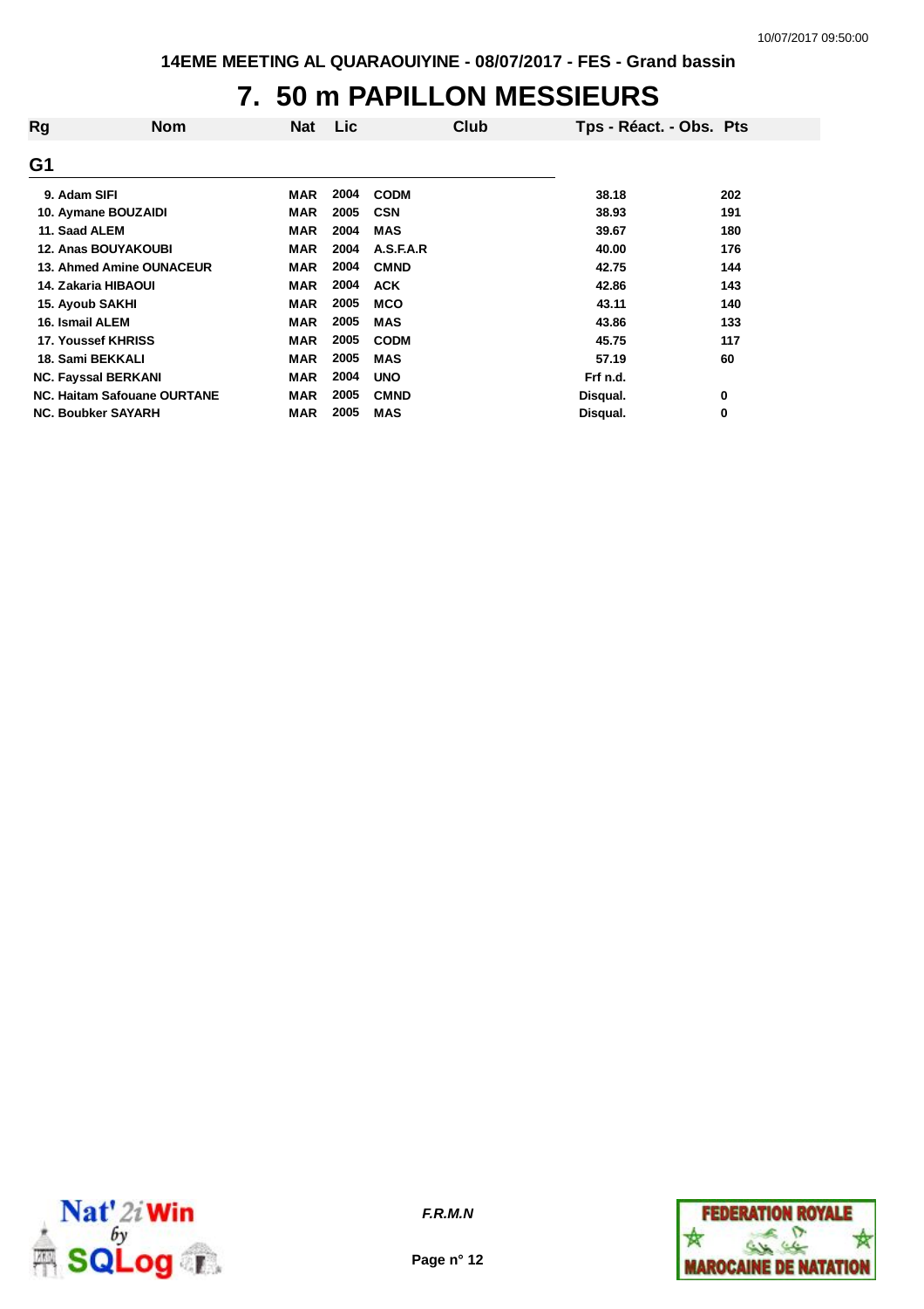14EME MEETING AL QUARAOUIYINE - 08/07/2017 - FES - Grand bassin

# 7. 50 m PAPILLON MESSIEURS

| Rg | Nom | Nat | Lic | Club | Tps - Réact. - Obs. | Pts |
|---|---|---|---|---|---|---|
| **G1** | | | | | | |
| 9. | Adam SIFI | MAR | 2004 | CODM | 38.18 | 202 |
| 10. | Aymane BOUZAIDI | MAR | 2005 | CSN | 38.93 | 191 |
| 11. | Saad ALEM | MAR | 2004 | MAS | 39.67 | 180 |
| 12. | Anas BOUYAKOUBI | MAR | 2004 | A.S.F.A.R | 40.00 | 176 |
| 13. | Ahmed Amine OUNACEUR | MAR | 2004 | CMND | 42.75 | 144 |
| 14. | Zakaria HIBAOUI | MAR | 2004 | ACK | 42.86 | 143 |
| 15. | Ayoub SAKHI | MAR | 2005 | MCO | 43.11 | 140 |
| 16. | Ismail ALEM | MAR | 2005 | MAS | 43.86 | 133 |
| 17. | Youssef KHRISS | MAR | 2005 | CODM | 45.75 | 117 |
| 18. | Sami BEKKALI | MAR | 2005 | MAS | 57.19 | 60 |
| NC. | Fayssal BERKANI | MAR | 2004 | UNO | Frf n.d. | |
| NC. | Haitam Safouane OURTANE | MAR | 2005 | CMND | Disqual. | 0 |
| NC. | Boubker SAYARH | MAR | 2005 | MAS | Disqual. | 0 |

*F.R.M.N*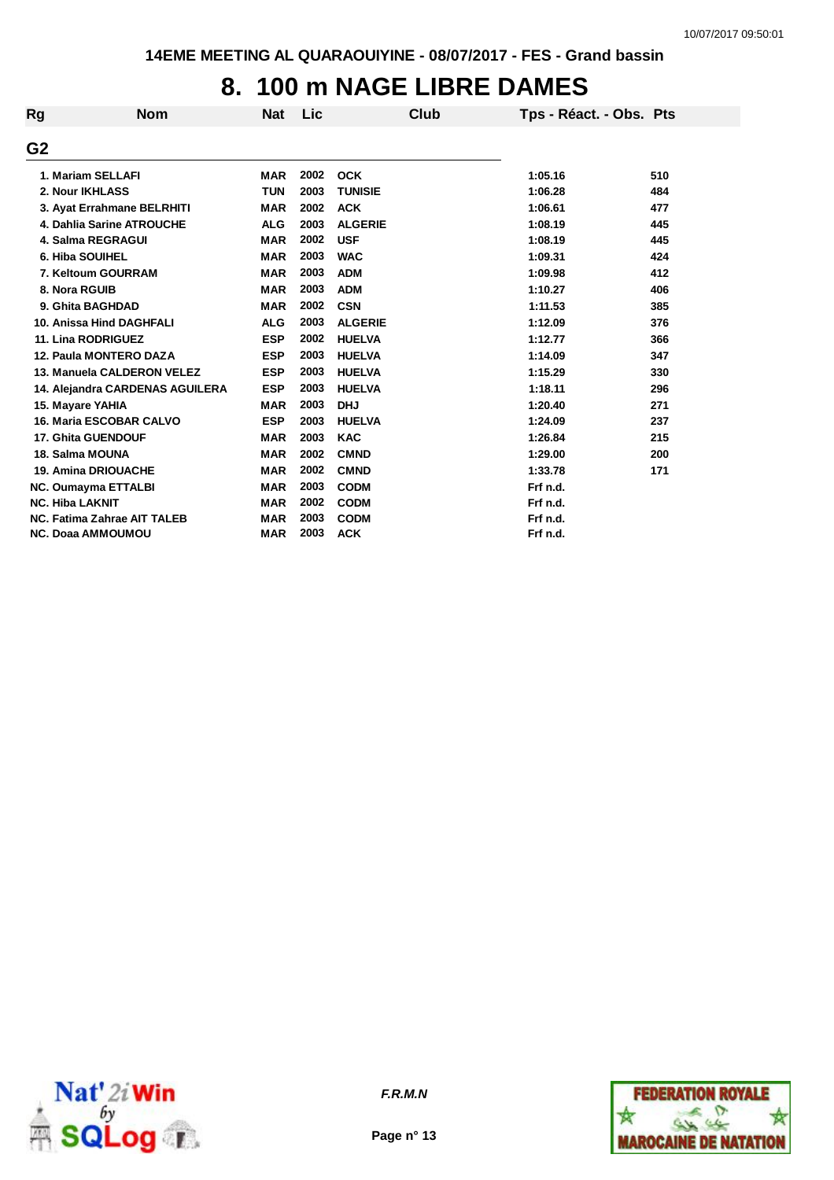14EME MEETING AL QUARAOUIYINE - 08/07/2017 - FES - Grand bassin

# 8. 100 m NAGE LIBRE DAMES

## G2

| Rg | Nom | Nat | Lic | Club | Tps - Réact. - Obs. | Pts |
|---|---|---|---|---|---|---|
| 1. | Mariam SELLAFI | MAR | 2002 | OCK | 1:05.16 | 510 |
| 2. | Nour IKHLASS | TUN | 2003 | TUNISIE | 1:06.28 | 484 |
| 3. | Ayat Errahmane BELRHITI | MAR | 2002 | ACK | 1:06.61 | 477 |
| 4. | Dahlia Sarine ATROUCHE | ALG | 2003 | ALGERIE | 1:08.19 | 445 |
| 4. | Salma REGRAGUI | MAR | 2002 | USF | 1:08.19 | 445 |
| 6. | Hiba SOUIHEL | MAR | 2003 | WAC | 1:09.31 | 424 |
| 7. | Keltoum GOURRAM | MAR | 2003 | ADM | 1:09.98 | 412 |
| 8. | Nora RGUIB | MAR | 2003 | ADM | 1:10.27 | 406 |
| 9. | Ghita BAGHDAD | MAR | 2002 | CSN | 1:11.53 | 385 |
| 10. | Anissa Hind DAGHFALI | ALG | 2003 | ALGERIE | 1:12.09 | 376 |
| 11. | Lina RODRIGUEZ | ESP | 2002 | HUELVA | 1:12.77 | 366 |
| 12. | Paula MONTERO DAZA | ESP | 2003 | HUELVA | 1:14.09 | 347 |
| 13. | Manuela CALDERON VELEZ | ESP | 2003 | HUELVA | 1:15.29 | 330 |
| 14. | Alejandra CARDENAS AGUILERA | ESP | 2003 | HUELVA | 1:18.11 | 296 |
| 15. | Mayare YAHIA | MAR | 2003 | DHJ | 1:20.40 | 271 |
| 16. | Maria ESCOBAR CALVO | ESP | 2003 | HUELVA | 1:24.09 | 237 |
| 17. | Ghita GUENDOUF | MAR | 2003 | KAC | 1:26.84 | 215 |
| 18. | Salma MOUNA | MAR | 2002 | CMND | 1:29.00 | 200 |
| 19. | Amina DRIOUACHE | MAR | 2002 | CMND | 1:33.78 | 171 |
| NC. | Oumayma ETTALBI | MAR | 2003 | CODM | Frf n.d. | |
| NC. | Hiba LAKNIT | MAR | 2002 | CODM | Frf n.d. | |
| NC. | Fatima Zahrae AIT TALEB | MAR | 2003 | CODM | Frf n.d. | |
| NC. | Doaa AMMOUMOU | MAR | 2003 | ACK | Frf n.d. | |

F.R.M.N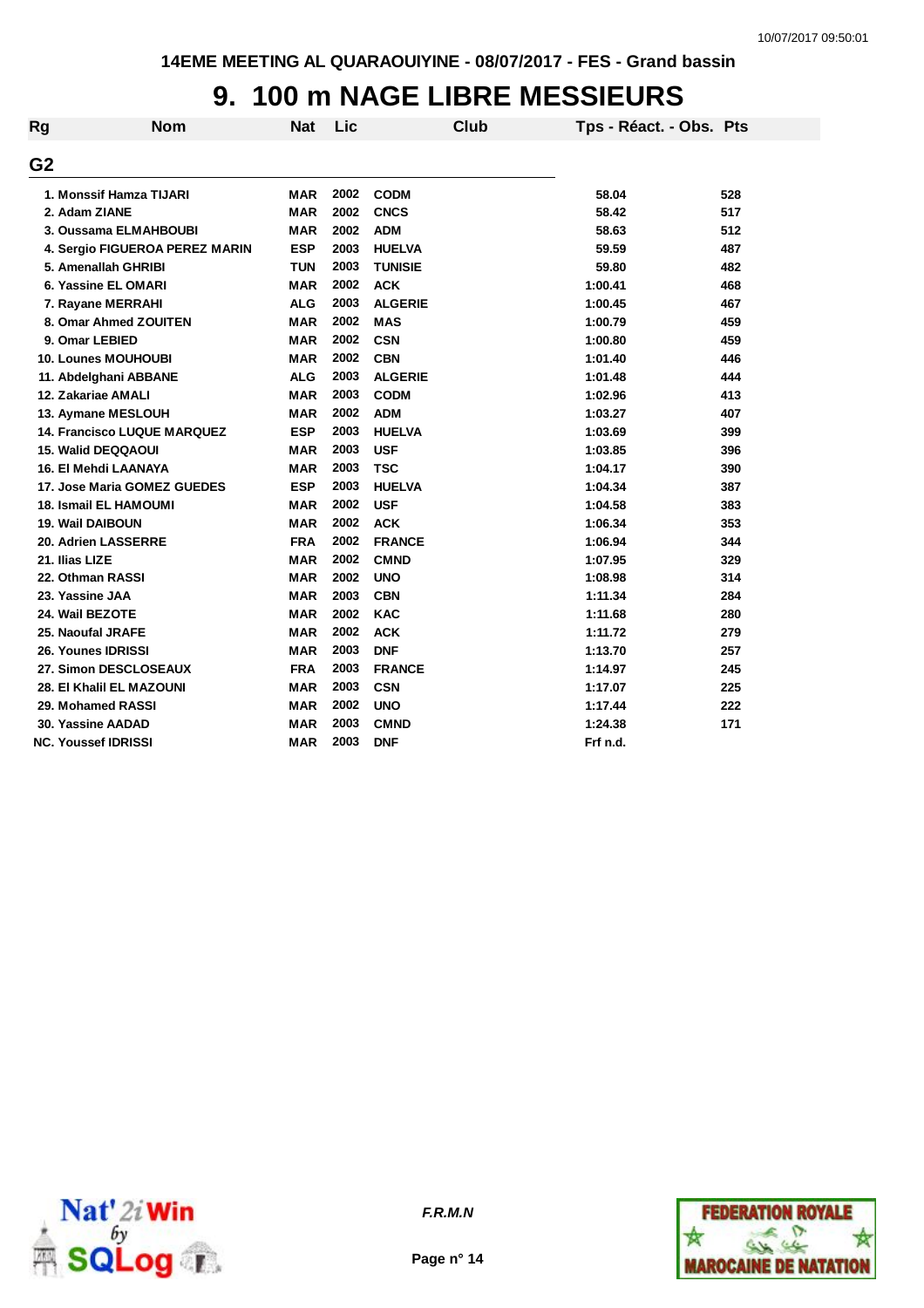14EME MEETING AL QUARAOUIYINE - 08/07/2017 - FES - Grand bassin

# 9. 100 m NAGE LIBRE MESSIEURS

## G2

| Rg | Nom | Nat | Lic | Club | Tps - Réact. - Obs. | Pts |
|---|---|---|---|---|---|---|
| 1. | Monssif Hamza TIJARI | MAR | 2002 | CODM | 58.04 | 528 |
| 2. | Adam ZIANE | MAR | 2002 | CNCS | 58.42 | 517 |
| 3. | Oussama ELMAHBOUBI | MAR | 2002 | ADM | 58.63 | 512 |
| 4. | Sergio FIGUEROA PEREZ MARIN | ESP | 2003 | HUELVA | 59.59 | 487 |
| 5. | Amenallah GHRIBI | TUN | 2003 | TUNISIE | 59.80 | 482 |
| 6. | Yassine EL OMARI | MAR | 2002 | ACK | 1:00.41 | 468 |
| 7. | Rayane MERRAHI | ALG | 2003 | ALGERIE | 1:00.45 | 467 |
| 8. | Omar Ahmed ZOUITEN | MAR | 2002 | MAS | 1:00.79 | 459 |
| 9. | Omar LEBIED | MAR | 2002 | CSN | 1:00.80 | 459 |
| 10. | Lounes MOUHOUBI | MAR | 2002 | CBN | 1:01.40 | 446 |
| 11. | Abdelghani ABBANE | ALG | 2003 | ALGERIE | 1:01.48 | 444 |
| 12. | Zakariae AMALI | MAR | 2003 | CODM | 1:02.96 | 413 |
| 13. | Aymane MESLOUH | MAR | 2002 | ADM | 1:03.27 | 407 |
| 14. | Francisco LUQUE MARQUEZ | ESP | 2003 | HUELVA | 1:03.69 | 399 |
| 15. | Walid DEQQAOUI | MAR | 2003 | USF | 1:03.85 | 396 |
| 16. | El Mehdi LAANAYA | MAR | 2003 | TSC | 1:04.17 | 390 |
| 17. | Jose Maria GOMEZ GUEDES | ESP | 2003 | HUELVA | 1:04.34 | 387 |
| 18. | Ismail EL HAMOUMI | MAR | 2002 | USF | 1:04.58 | 383 |
| 19. | Wail DAIBOUN | MAR | 2002 | ACK | 1:06.34 | 353 |
| 20. | Adrien LASSERRE | FRA | 2002 | FRANCE | 1:06.94 | 344 |
| 21. | Ilias LIZE | MAR | 2002 | CMND | 1:07.95 | 329 |
| 22. | Othman RASSI | MAR | 2002 | UNO | 1:08.98 | 314 |
| 23. | Yassine JAA | MAR | 2003 | CBN | 1:11.34 | 284 |
| 24. | Wail BEZOTE | MAR | 2002 | KAC | 1:11.68 | 280 |
| 25. | Naoufal JRAFE | MAR | 2002 | ACK | 1:11.72 | 279 |
| 26. | Younes IDRISSI | MAR | 2003 | DNF | 1:13.70 | 257 |
| 27. | Simon DESCLOSEAUX | FRA | 2003 | FRANCE | 1:14.97 | 245 |
| 28. | El Khalil EL MAZOUNI | MAR | 2003 | CSN | 1:17.07 | 225 |
| 29. | Mohamed RASSI | MAR | 2002 | UNO | 1:17.44 | 222 |
| 30. | Yassine AADAD | MAR | 2003 | CMND | 1:24.38 | 171 |
| NC. | Youssef IDRISSI | MAR | 2003 | DNF | Frf n.d. | |

*F.R.M.N*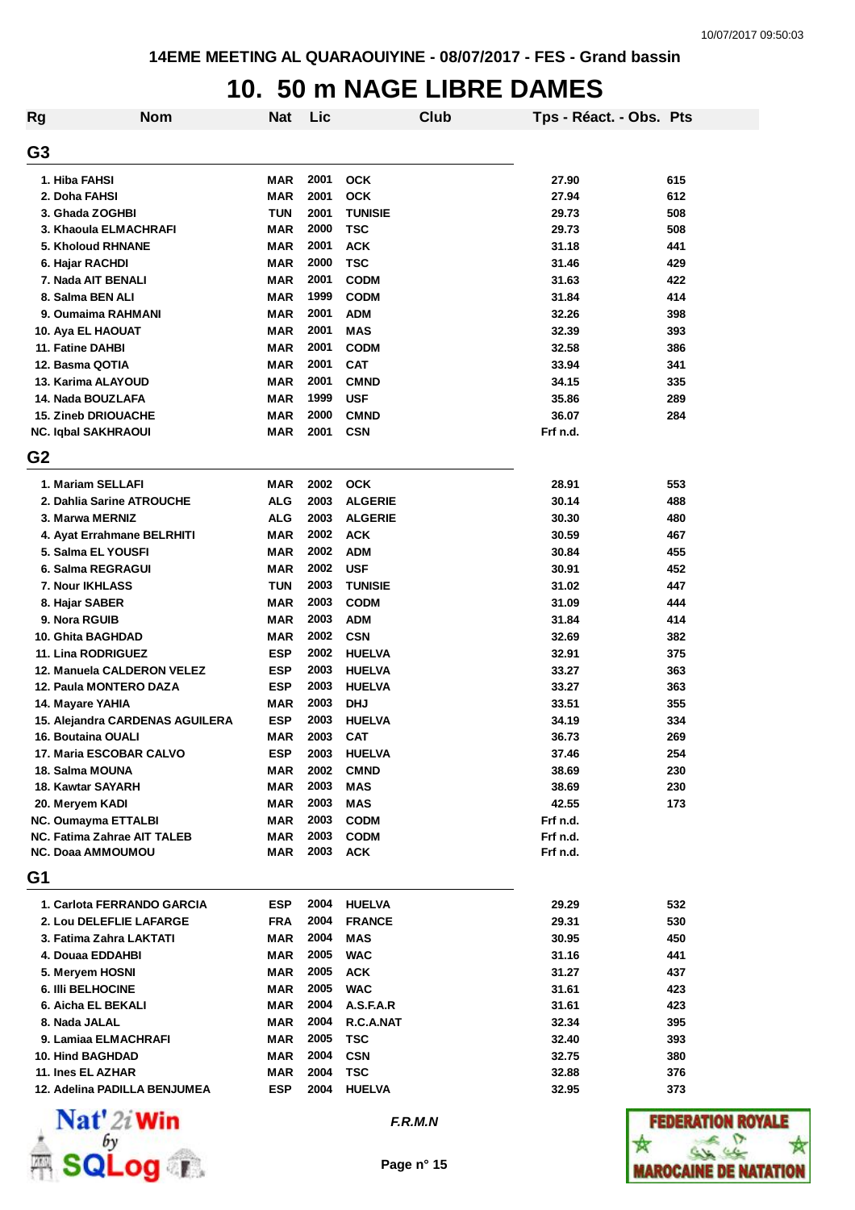# 10. 50 m NAGE LIBRE DAMES

## G3

| Rg | Nom | Nat | Lic | Club | Tps - Réact. - Obs. | Pts |
|---|---|---|---|---|---|---|
| 1. | Hiba FAHSI | MAR | 2001 | OCK | 27.90 | 615 |
| 2. | Doha FAHSI | MAR | 2001 | OCK | 27.94 | 612 |
| 3. | Ghada ZOGHBI | TUN | 2001 | TUNISIE | 29.73 | 508 |
| 3. | Khaoula ELMACHRAFI | MAR | 2000 | TSC | 29.73 | 508 |
| 5. | Kholoud RHNANE | MAR | 2001 | ACK | 31.18 | 441 |
| 6. | Hajar RACHDI | MAR | 2000 | TSC | 31.46 | 429 |
| 7. | Nada AIT BENALI | MAR | 2001 | CODM | 31.63 | 422 |
| 8. | Salma BEN ALI | MAR | 1999 | CODM | 31.84 | 414 |
| 9. | Oumaima RAHMANI | MAR | 2001 | ADM | 32.26 | 398 |
| 10. | Aya EL HAOUAT | MAR | 2001 | MAS | 32.39 | 393 |
| 11. | Fatine DAHBI | MAR | 2001 | CODM | 32.58 | 386 |
| 12. | Basma QOTIA | MAR | 2001 | CAT | 33.94 | 341 |
| 13. | Karima ALAYOUD | MAR | 2001 | CMND | 34.15 | 335 |
| 14. | Nada BOUZLAFA | MAR | 1999 | USF | 35.86 | 289 |
| 15. | Zineb DRIOUACHE | MAR | 2000 | CMND | 36.07 | 284 |
| NC. | Iqbal SAKHRAOUI | MAR | 2001 | CSN | Frf n.d. | |

## G2

| Rg | Nom | Nat | Lic | Club | Tps - Réact. - Obs. | Pts |
|---|---|---|---|---|---|---|
| 1. | Mariam SELLAFI | MAR | 2002 | OCK | 28.91 | 553 |
| 2. | Dahlia Sarine ATROUCHE | ALG | 2003 | ALGERIE | 30.14 | 488 |
| 3. | Marwa MERNIZ | ALG | 2003 | ALGERIE | 30.30 | 480 |
| 4. | Ayat Errahmane BELRHITI | MAR | 2002 | ACK | 30.59 | 467 |
| 5. | Salma EL YOUSFI | MAR | 2002 | ADM | 30.84 | 455 |
| 6. | Salma REGRAGUI | MAR | 2002 | USF | 30.91 | 452 |
| 7. | Nour IKHLASS | TUN | 2003 | TUNISIE | 31.02 | 447 |
| 8. | Hajar SABER | MAR | 2003 | CODM | 31.09 | 444 |
| 9. | Nora RGUIB | MAR | 2003 | ADM | 31.84 | 414 |
| 10. | Ghita BAGHDAD | MAR | 2002 | CSN | 32.69 | 382 |
| 11. | Lina RODRIGUEZ | ESP | 2002 | HUELVA | 32.91 | 375 |
| 12. | Manuela CALDERON VELEZ | ESP | 2003 | HUELVA | 33.27 | 363 |
| 12. | Paula MONTERO DAZA | ESP | 2003 | HUELVA | 33.27 | 363 |
| 14. | Mayare YAHIA | MAR | 2003 | DHJ | 33.51 | 355 |
| 15. | Alejandra CARDENAS AGUILERA | ESP | 2003 | HUELVA | 34.19 | 334 |
| 16. | Boutaina OUALI | MAR | 2003 | CAT | 36.73 | 269 |
| 17. | Maria ESCOBAR CALVO | ESP | 2003 | HUELVA | 37.46 | 254 |
| 18. | Salma MOUNA | MAR | 2002 | CMND | 38.69 | 230 |
| 18. | Kawtar SAYARH | MAR | 2003 | MAS | 38.69 | 230 |
| 20. | Meryem KADI | MAR | 2003 | MAS | 42.55 | 173 |
| NC. | Oumayma ETTALBI | MAR | 2003 | CODM | Frf n.d. | |
| NC. | Fatima Zahrae AIT TALEB | MAR | 2003 | CODM | Frf n.d. | |
| NC. | Doaa AMMOUMOU | MAR | 2003 | ACK | Frf n.d. | |

## G1

| Rg | Nom | Nat | Lic | Club | Tps - Réact. - Obs. | Pts |
|---|---|---|---|---|---|---|
| 1. | Carlota FERRANDO GARCIA | ESP | 2004 | HUELVA | 29.29 | 532 |
| 2. | Lou DELEFLIE LAFARGE | FRA | 2004 | FRANCE | 29.31 | 530 |
| 3. | Fatima Zahra LAKTATI | MAR | 2004 | MAS | 30.95 | 450 |
| 4. | Douaa EDDAHBI | MAR | 2005 | WAC | 31.16 | 441 |
| 5. | Meryem HOSNI | MAR | 2005 | ACK | 31.27 | 437 |
| 6. | Illi BELHOCINE | MAR | 2005 | WAC | 31.61 | 423 |
| 6. | Aicha EL BEKALI | MAR | 2004 | A.S.F.A.R | 31.61 | 423 |
| 8. | Nada JALAL | MAR | 2004 | R.C.A.NAT | 32.34 | 395 |
| 9. | Lamiaa ELMACHRAFI | MAR | 2005 | TSC | 32.40 | 393 |
| 10. | Hind BAGHDAD | MAR | 2004 | CSN | 32.75 | 380 |
| 11. | Ines EL AZHAR | MAR | 2004 | TSC | 32.88 | 376 |
| 12. | Adelina PADILLA BENJUMEA | ESP | 2004 | HUELVA | 32.95 | 373 |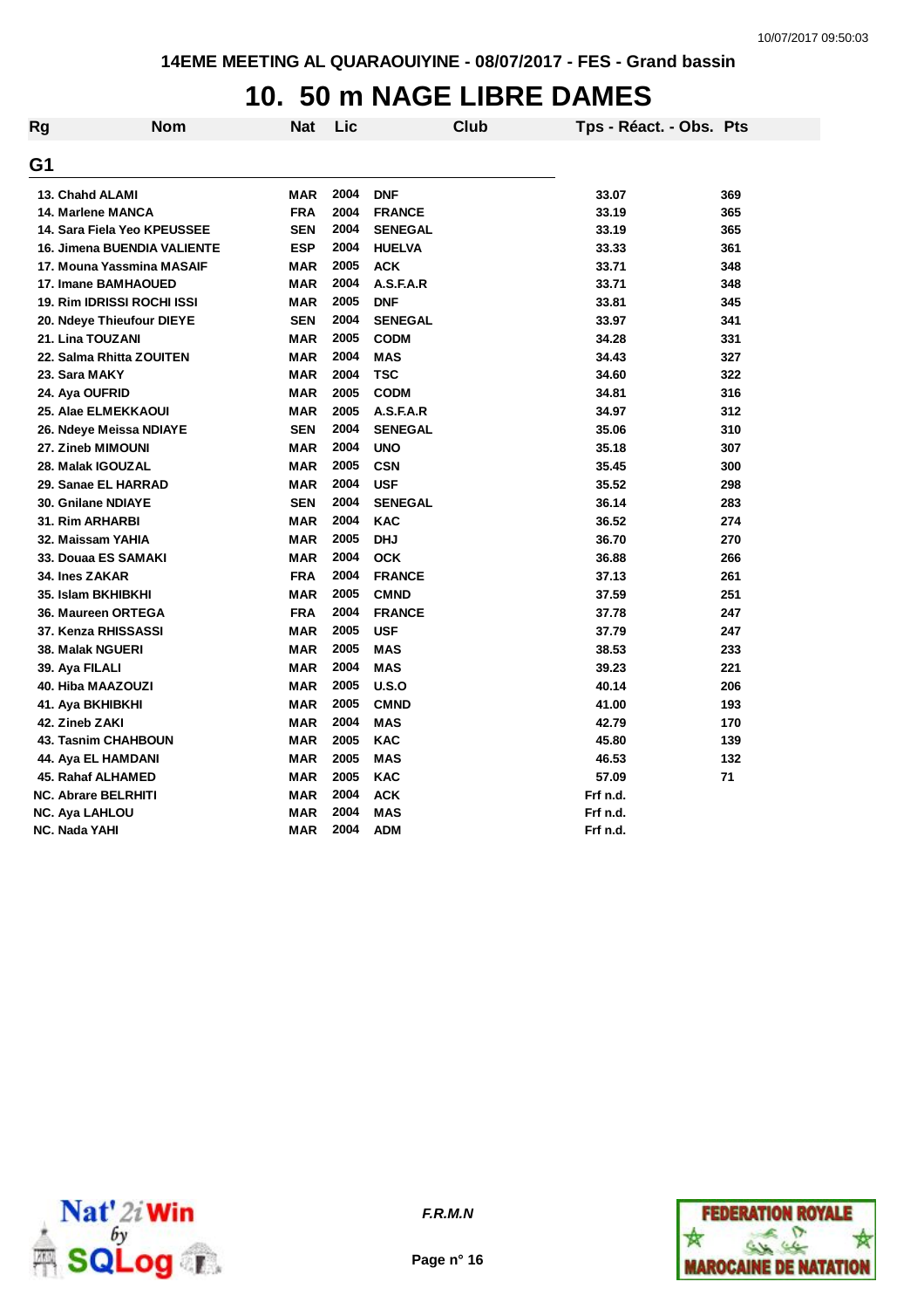# 10. 50 m NAGE LIBRE DAMES

| Rg | Nom | Nat | Lic | Club | Tps - Réact. - Obs. | Pts |
|---|---|---|---|---|---|---|
| **G1** | | | | | | |
| 13. | Chahd ALAMI | MAR | 2004 | DNF | 33.07 | 369 |
| 14. | Marlene MANCA | FRA | 2004 | FRANCE | 33.19 | 365 |
| 14. | Sara Fiela Yeo KPEUSSEE | SEN | 2004 | SENEGAL | 33.19 | 365 |
| 16. | Jimena BUENDIA VALIENTE | ESP | 2004 | HUELVA | 33.33 | 361 |
| 17. | Mouna Yassmina MASAIF | MAR | 2005 | ACK | 33.71 | 348 |
| 17. | Imane BAMHAOUED | MAR | 2004 | A.S.F.A.R | 33.71 | 348 |
| 19. | Rim IDRISSI ROCHI ISSI | MAR | 2005 | DNF | 33.81 | 345 |
| 20. | Ndeye Thieufour DIEYE | SEN | 2004 | SENEGAL | 33.97 | 341 |
| 21. | Lina TOUZANI | MAR | 2005 | CODM | 34.28 | 331 |
| 22. | Salma Rhitta ZOUITEN | MAR | 2004 | MAS | 34.43 | 327 |
| 23. | Sara MAKY | MAR | 2004 | TSC | 34.60 | 322 |
| 24. | Aya OUFRID | MAR | 2005 | CODM | 34.81 | 316 |
| 25. | Alae ELMEKKAOUI | MAR | 2005 | A.S.F.A.R | 34.97 | 312 |
| 26. | Ndeye Meissa NDIAYE | SEN | 2004 | SENEGAL | 35.06 | 310 |
| 27. | Zineb MIMOUNI | MAR | 2004 | UNO | 35.18 | 307 |
| 28. | Malak IGOUZAL | MAR | 2005 | CSN | 35.45 | 300 |
| 29. | Sanae EL HARRAD | MAR | 2004 | USF | 35.52 | 298 |
| 30. | Gnilane NDIAYE | SEN | 2004 | SENEGAL | 36.14 | 283 |
| 31. | Rim ARHARBI | MAR | 2004 | KAC | 36.52 | 274 |
| 32. | Maissam YAHIA | MAR | 2005 | DHJ | 36.70 | 270 |
| 33. | Douaa ES SAMAKI | MAR | 2004 | OCK | 36.88 | 266 |
| 34. | Ines ZAKAR | FRA | 2004 | FRANCE | 37.13 | 261 |
| 35. | Islam BKHIBKHI | MAR | 2005 | CMND | 37.59 | 251 |
| 36. | Maureen ORTEGA | FRA | 2004 | FRANCE | 37.78 | 247 |
| 37. | Kenza RHISSASSI | MAR | 2005 | USF | 37.79 | 247 |
| 38. | Malak NGUERI | MAR | 2005 | MAS | 38.53 | 233 |
| 39. | Aya FILALI | MAR | 2004 | MAS | 39.23 | 221 |
| 40. | Hiba MAAZOUZI | MAR | 2005 | U.S.O | 40.14 | 206 |
| 41. | Aya BKHIBKHI | MAR | 2005 | CMND | 41.00 | 193 |
| 42. | Zineb ZAKI | MAR | 2004 | MAS | 42.79 | 170 |
| 43. | Tasnim CHAHBOUN | MAR | 2005 | KAC | 45.80 | 139 |
| 44. | Aya EL HAMDANI | MAR | 2005 | MAS | 46.53 | 132 |
| 45. | Rahaf ALHAMED | MAR | 2005 | KAC | 57.09 | 71 |
| NC. | Abrare BELRHITI | MAR | 2004 | ACK | Frf n.d. | |
| NC. | Aya LAHLOU | MAR | 2004 | MAS | Frf n.d. | |
| NC. | Nada YAHI | MAR | 2004 | ADM | Frf n.d. | |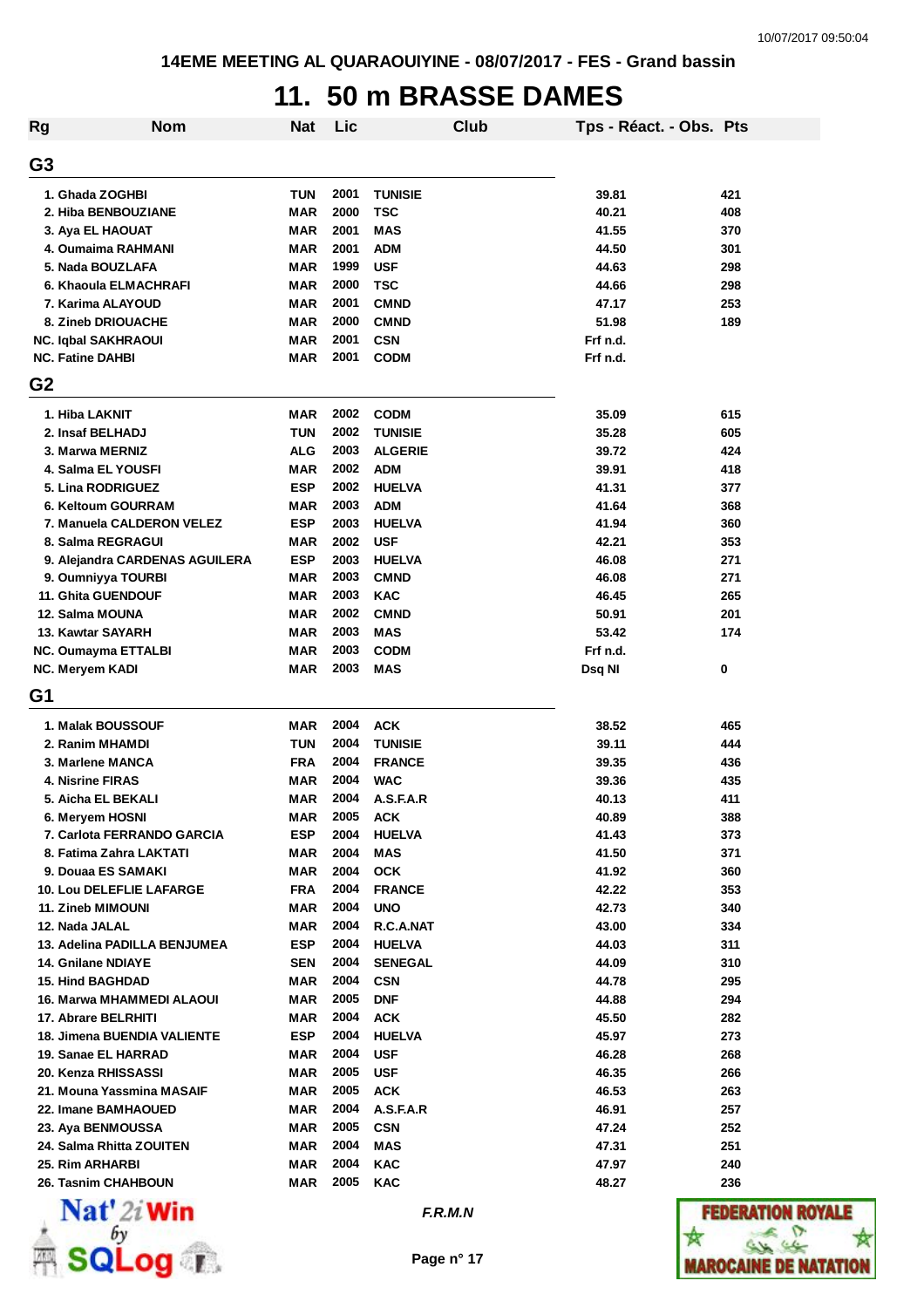# 11. 50 m BRASSE DAMES

| Rg | Nom | Nat | Lic | Club | Tps - Réact. - Obs. | Pts |
|---|---|---|---|---|---|---|
| **G3** | | | | | | |
| 1. | Ghada ZOGHBI | TUN | 2001 | TUNISIE | 39.81 | 421 |
| 2. | Hiba BENBOUZIANE | MAR | 2000 | TSC | 40.21 | 408 |
| 3. | Aya EL HAOUAT | MAR | 2001 | MAS | 41.55 | 370 |
| 4. | Oumaima RAHMANI | MAR | 2001 | ADM | 44.50 | 301 |
| 5. | Nada BOUZLAFA | MAR | 1999 | USF | 44.63 | 298 |
| 6. | Khaoula ELMACHRAFI | MAR | 2000 | TSC | 44.66 | 298 |
| 7. | Karima ALAYOUD | MAR | 2001 | CMND | 47.17 | 253 |
| 8. | Zineb DRIOUACHE | MAR | 2000 | CMND | 51.98 | 189 |
| NC. | Iqbal SAKHRAOUI | MAR | 2001 | CSN | Frf n.d. | |
| NC. | Fatine DAHBI | MAR | 2001 | CODM | Frf n.d. | |
| **G2** | | | | | | |
| 1. | Hiba LAKNIT | MAR | 2002 | CODM | 35.09 | 615 |
| 2. | Insaf BELHADJ | TUN | 2002 | TUNISIE | 35.28 | 605 |
| 3. | Marwa MERNIZ | ALG | 2003 | ALGERIE | 39.72 | 424 |
| 4. | Salma EL YOUSFI | MAR | 2002 | ADM | 39.91 | 418 |
| 5. | Lina RODRIGUEZ | ESP | 2002 | HUELVA | 41.31 | 377 |
| 6. | Keltoum GOURRAM | MAR | 2003 | ADM | 41.64 | 368 |
| 7. | Manuela CALDERON VELEZ | ESP | 2003 | HUELVA | 41.94 | 360 |
| 8. | Salma REGRAGUI | MAR | 2002 | USF | 42.21 | 353 |
| 9. | Alejandra CARDENAS AGUILERA | ESP | 2003 | HUELVA | 46.08 | 271 |
| 9. | Oumniyya TOURBI | MAR | 2003 | CMND | 46.08 | 271 |
| 11. | Ghita GUENDOUF | MAR | 2003 | KAC | 46.45 | 265 |
| 12. | Salma MOUNA | MAR | 2002 | CMND | 50.91 | 201 |
| 13. | Kawtar SAYARH | MAR | 2003 | MAS | 53.42 | 174 |
| NC. | Oumayma ETTALBI | MAR | 2003 | CODM | Frf n.d. | |
| NC. | Meryem KADI | MAR | 2003 | MAS | Dsq NI | 0 |
| **G1** | | | | | | |
| 1. | Malak BOUSSOUF | MAR | 2004 | ACK | 38.52 | 465 |
| 2. | Ranim MHAMDI | TUN | 2004 | TUNISIE | 39.11 | 444 |
| 3. | Marlene MANCA | FRA | 2004 | FRANCE | 39.35 | 436 |
| 4. | Nisrine FIRAS | MAR | 2004 | WAC | 39.36 | 435 |
| 5. | Aicha EL BEKALI | MAR | 2004 | A.S.F.A.R | 40.13 | 411 |
| 6. | Meryem HOSNI | MAR | 2005 | ACK | 40.89 | 388 |
| 7. | Carlota FERRANDO GARCIA | ESP | 2004 | HUELVA | 41.43 | 373 |
| 8. | Fatima Zahra LAKTATI | MAR | 2004 | MAS | 41.50 | 371 |
| 9. | Douaa ES SAMAKI | MAR | 2004 | OCK | 41.92 | 360 |
| 10. | Lou DELEFLIE LAFARGE | FRA | 2004 | FRANCE | 42.22 | 353 |
| 11. | Zineb MIMOUNI | MAR | 2004 | UNO | 42.73 | 340 |
| 12. | Nada JALAL | MAR | 2004 | R.C.A.NAT | 43.00 | 334 |
| 13. | Adelina PADILLA BENJUMEA | ESP | 2004 | HUELVA | 44.03 | 311 |
| 14. | Gnilane NDIAYE | SEN | 2004 | SENEGAL | 44.09 | 310 |
| 15. | Hind BAGHDAD | MAR | 2004 | CSN | 44.78 | 295 |
| 16. | Marwa MHAMMEDI ALAOUI | MAR | 2005 | DNF | 44.88 | 294 |
| 17. | Abrare BELRHITI | MAR | 2004 | ACK | 45.50 | 282 |
| 18. | Jimena BUENDIA VALIENTE | ESP | 2004 | HUELVA | 45.97 | 273 |
| 19. | Sanae EL HARRAD | MAR | 2004 | USF | 46.28 | 268 |
| 20. | Kenza RHISSASSI | MAR | 2005 | USF | 46.35 | 266 |
| 21. | Mouna Yassmina MASAIF | MAR | 2005 | ACK | 46.53 | 263 |
| 22. | Imane BAMHAOUED | MAR | 2004 | A.S.F.A.R | 46.91 | 257 |
| 23. | Aya BENMOUSSA | MAR | 2005 | CSN | 47.24 | 252 |
| 24. | Salma Rhitta ZOUITEN | MAR | 2004 | MAS | 47.31 | 251 |
| 25. | Rim ARHARBI | MAR | 2004 | KAC | 47.97 | 240 |
| 26. | Tasnim CHAHBOUN | MAR | 2005 | KAC | 48.27 | 236 |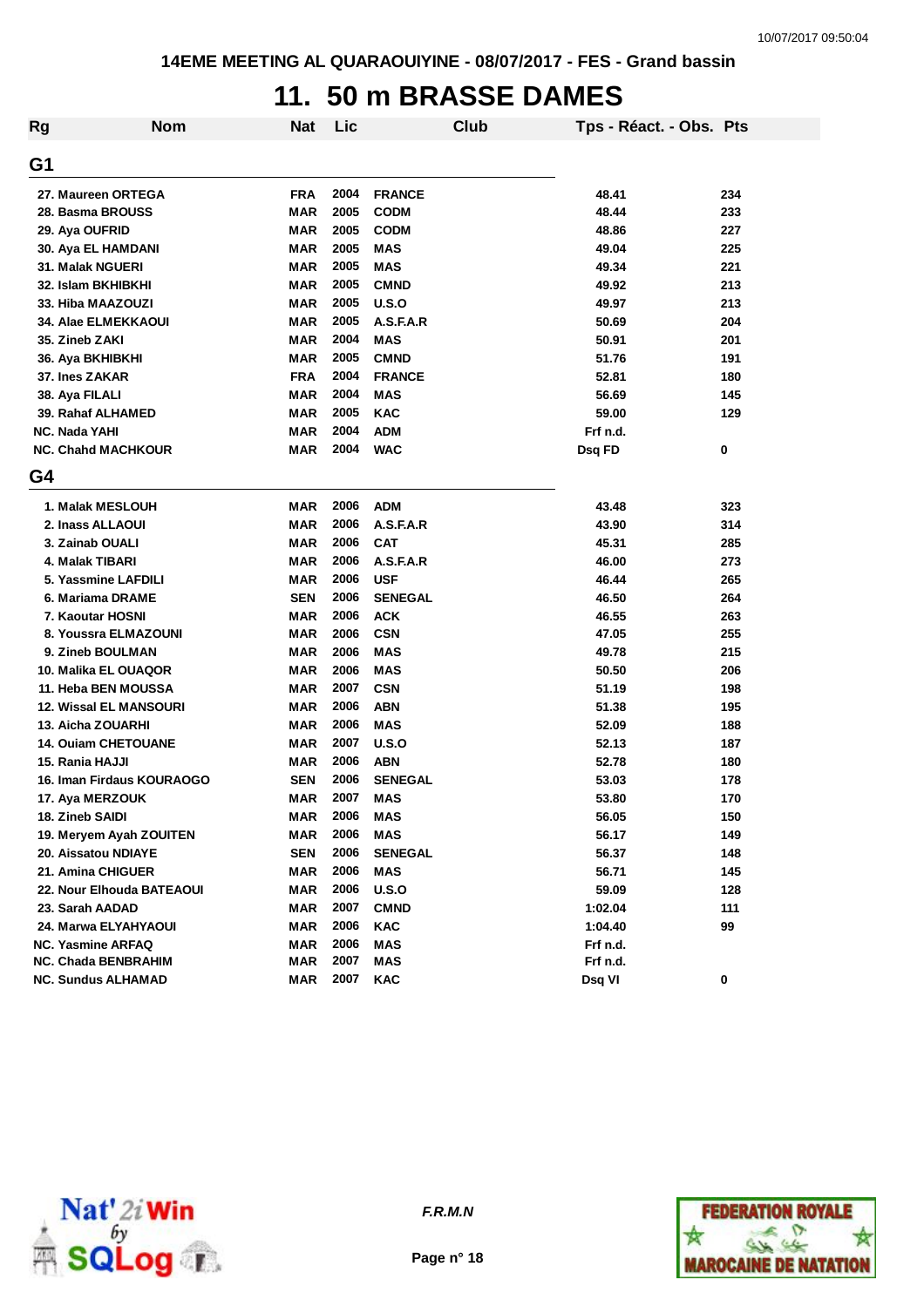14EME MEETING AL QUARAOUIYINE - 08/07/2017 - FES - Grand bassin

# 11. 50 m BRASSE DAMES

| Rg | Nom | Nat | Lic | Club | Tps - Réact. - Obs. | Pts |
|---|---|---|---|---|---|---|
| **G1** | | | | | | |
| 27. | Maureen ORTEGA | FRA | 2004 | FRANCE | 48.41 | 234 |
| 28. | Basma BROUSS | MAR | 2005 | CODM | 48.44 | 233 |
| 29. | Aya OUFRID | MAR | 2005 | CODM | 48.86 | 227 |
| 30. | Aya EL HAMDANI | MAR | 2005 | MAS | 49.04 | 225 |
| 31. | Malak NGUERI | MAR | 2005 | MAS | 49.34 | 221 |
| 32. | Islam BKHIBKHI | MAR | 2005 | CMND | 49.92 | 213 |
| 33. | Hiba MAAZOUZI | MAR | 2005 | U.S.O | 49.97 | 213 |
| 34. | Alae ELMEKKAOUI | MAR | 2005 | A.S.F.A.R | 50.69 | 204 |
| 35. | Zineb ZAKI | MAR | 2004 | MAS | 50.91 | 201 |
| 36. | Aya BKHIBKHI | MAR | 2005 | CMND | 51.76 | 191 |
| 37. | Ines ZAKAR | FRA | 2004 | FRANCE | 52.81 | 180 |
| 38. | Aya FILALI | MAR | 2004 | MAS | 56.69 | 145 |
| 39. | Rahaf ALHAMED | MAR | 2005 | KAC | 59.00 | 129 |
| NC. | Nada YAHI | MAR | 2004 | ADM | Frf n.d. | |
| NC. | Chahd MACHKOUR | MAR | 2004 | WAC | Dsq FD | 0 |
| **G4** | | | | | | |
| 1. | Malak MESLOUH | MAR | 2006 | ADM | 43.48 | 323 |
| 2. | Inass ALLAOUI | MAR | 2006 | A.S.F.A.R | 43.90 | 314 |
| 3. | Zainab OUALI | MAR | 2006 | CAT | 45.31 | 285 |
| 4. | Malak TIBARI | MAR | 2006 | A.S.F.A.R | 46.00 | 273 |
| 5. | Yassmine LAFDILI | MAR | 2006 | USF | 46.44 | 265 |
| 6. | Mariama DRAME | SEN | 2006 | SENEGAL | 46.50 | 264 |
| 7. | Kaoutar HOSNI | MAR | 2006 | ACK | 46.55 | 263 |
| 8. | Youssra ELMAZOUNI | MAR | 2006 | CSN | 47.05 | 255 |
| 9. | Zineb BOULMAN | MAR | 2006 | MAS | 49.78 | 215 |
| 10. | Malika EL OUAQOR | MAR | 2006 | MAS | 50.50 | 206 |
| 11. | Heba BEN MOUSSA | MAR | 2007 | CSN | 51.19 | 198 |
| 12. | Wissal EL MANSOURI | MAR | 2006 | ABN | 51.38 | 195 |
| 13. | Aicha ZOUARHI | MAR | 2006 | MAS | 52.09 | 188 |
| 14. | Ouiam CHETOUANE | MAR | 2007 | U.S.O | 52.13 | 187 |
| 15. | Rania HAJJI | MAR | 2006 | ABN | 52.78 | 180 |
| 16. | Iman Firdaus KOURAOGO | SEN | 2006 | SENEGAL | 53.03 | 178 |
| 17. | Aya MERZOUK | MAR | 2007 | MAS | 53.80 | 170 |
| 18. | Zineb SAIDI | MAR | 2006 | MAS | 56.05 | 150 |
| 19. | Meryem Ayah ZOUITEN | MAR | 2006 | MAS | 56.17 | 149 |
| 20. | Aissatou NDIAYE | SEN | 2006 | SENEGAL | 56.37 | 148 |
| 21. | Amina CHIGUER | MAR | 2006 | MAS | 56.71 | 145 |
| 22. | Nour Elhouda BATEAOUI | MAR | 2006 | U.S.O | 59.09 | 128 |
| 23. | Sarah AADAD | MAR | 2007 | CMND | 1:02.04 | 111 |
| 24. | Marwa ELYAHYAOUI | MAR | 2006 | KAC | 1:04.40 | 99 |
| NC. | Yasmine ARFAQ | MAR | 2006 | MAS | Frf n.d. | |
| NC. | Chada BENBRAHIM | MAR | 2007 | MAS | Frf n.d. | |
| NC. | Sundus ALHAMAD | MAR | 2007 | KAC | Dsq VI | 0 |

F.R.M.N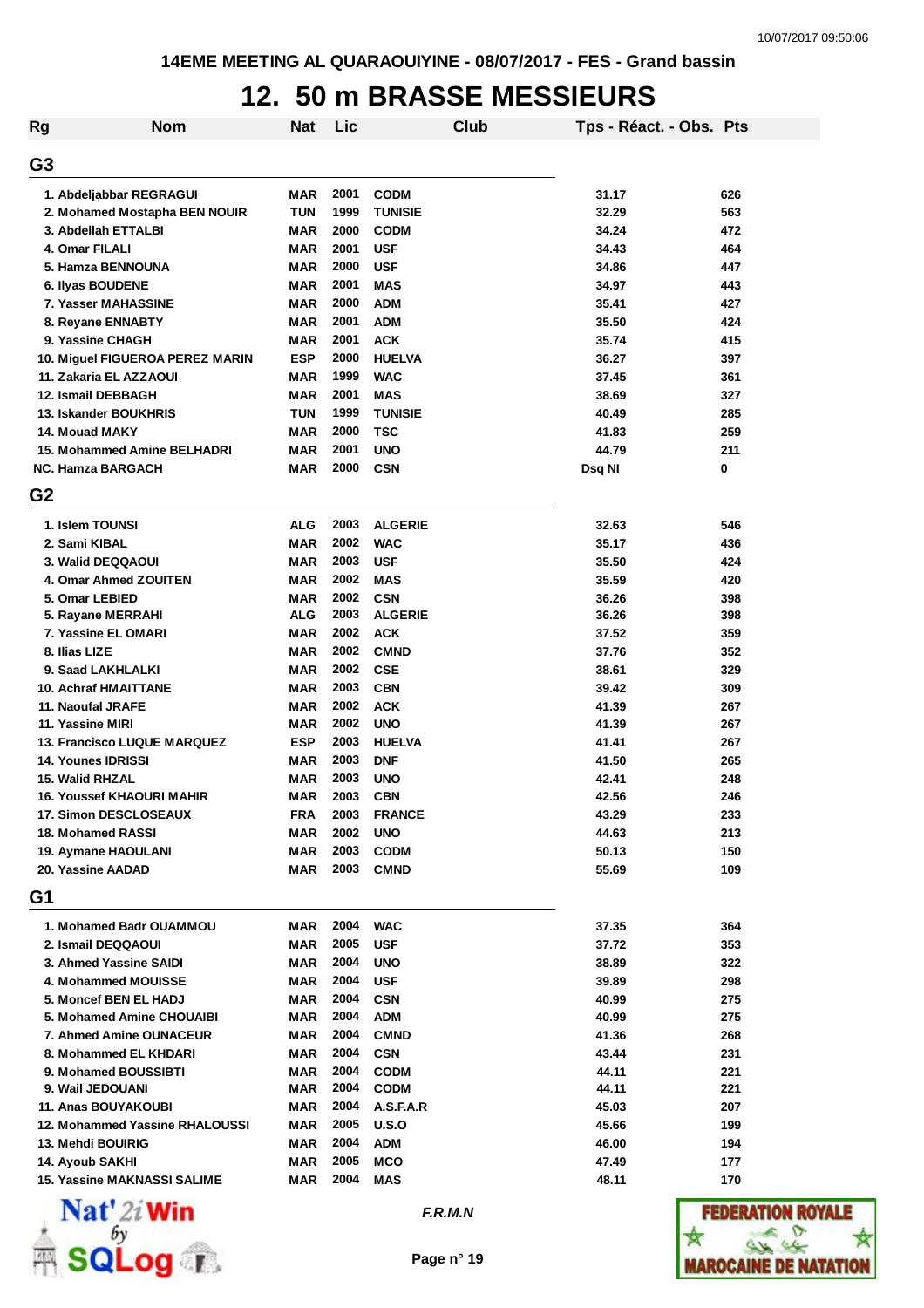14EME MEETING AL QUARAOUIYINE - 08/07/2017 - FES - Grand bassin

# 12. 50 m BRASSE MESSIEURS

| Rg | Nom | Nat | Lic | Club | Tps - Réact. - Obs. | Pts |
|---|---|---|---|---|---|---|
| **G3** | | | | | | |
| 1. | Abdeljabbar REGRAGUI | MAR | 2001 | CODM | 31.17 | 626 |
| 2. | Mohamed Mostapha BEN NOUIR | TUN | 1999 | TUNISIE | 32.29 | 563 |
| 3. | Abdellah ETTALBI | MAR | 2000 | CODM | 34.24 | 472 |
| 4. | Omar FILALI | MAR | 2001 | USF | 34.43 | 464 |
| 5. | Hamza BENNOUNA | MAR | 2000 | USF | 34.86 | 447 |
| 6. | Ilyas BOUDENE | MAR | 2001 | MAS | 34.97 | 443 |
| 7. | Yasser MAHASSINE | MAR | 2000 | ADM | 35.41 | 427 |
| 8. | Reyane ENNABTY | MAR | 2001 | ADM | 35.50 | 424 |
| 9. | Yassine CHAGH | MAR | 2001 | ACK | 35.74 | 415 |
| 10. | Miguel FIGUEROA PEREZ MARIN | ESP | 2000 | HUELVA | 36.27 | 397 |
| 11. | Zakaria EL AZZAOUI | MAR | 1999 | WAC | 37.45 | 361 |
| 12. | Ismail DEBBAGH | MAR | 2001 | MAS | 38.69 | 327 |
| 13. | Iskander BOUKHRIS | TUN | 1999 | TUNISIE | 40.49 | 285 |
| 14. | Mouad MAKY | MAR | 2000 | TSC | 41.83 | 259 |
| 15. | Mohammed Amine BELHADRI | MAR | 2001 | UNO | 44.79 | 211 |
| NC. | Hamza BARGACH | MAR | 2000 | CSN | Dsq NI | 0 |
| **G2** | | | | | | |
| 1. | Islem TOUNSI | ALG | 2003 | ALGERIE | 32.63 | 546 |
| 2. | Sami KIBAL | MAR | 2002 | WAC | 35.17 | 436 |
| 3. | Walid DEQQAOUI | MAR | 2003 | USF | 35.50 | 424 |
| 4. | Omar Ahmed ZOUITEN | MAR | 2002 | MAS | 35.59 | 420 |
| 5. | Omar LEBIED | MAR | 2002 | CSN | 36.26 | 398 |
| 5. | Rayane MERRAHI | ALG | 2003 | ALGERIE | 36.26 | 398 |
| 7. | Yassine EL OMARI | MAR | 2002 | ACK | 37.52 | 359 |
| 8. | Ilias LIZE | MAR | 2002 | CMND | 37.76 | 352 |
| 9. | Saad LAKHLALKI | MAR | 2002 | CSE | 38.61 | 329 |
| 10. | Achraf HMAITTANE | MAR | 2003 | CBN | 39.42 | 309 |
| 11. | Naoufal JRAFE | MAR | 2002 | ACK | 41.39 | 267 |
| 11. | Yassine MIRI | MAR | 2002 | UNO | 41.39 | 267 |
| 13. | Francisco LUQUE MARQUEZ | ESP | 2003 | HUELVA | 41.41 | 267 |
| 14. | Younes IDRISSI | MAR | 2003 | DNF | 41.50 | 265 |
| 15. | Walid RHZAL | MAR | 2003 | UNO | 42.41 | 248 |
| 16. | Youssef KHAOURI MAHIR | MAR | 2003 | CBN | 42.56 | 246 |
| 17. | Simon DESCLOSEAUX | FRA | 2003 | FRANCE | 43.29 | 233 |
| 18. | Mohamed RASSI | MAR | 2002 | UNO | 44.63 | 213 |
| 19. | Aymane HAOULANI | MAR | 2003 | CODM | 50.13 | 150 |
| 20. | Yassine AADAD | MAR | 2003 | CMND | 55.69 | 109 |
| **G1** | | | | | | |
| 1. | Mohamed Badr OUAMMOU | MAR | 2004 | WAC | 37.35 | 364 |
| 2. | Ismail DEQQAOUI | MAR | 2005 | USF | 37.72 | 353 |
| 3. | Ahmed Yassine SAIDI | MAR | 2004 | UNO | 38.89 | 322 |
| 4. | Mohammed MOUISSE | MAR | 2004 | USF | 39.89 | 298 |
| 5. | Moncef BEN EL HADJ | MAR | 2004 | CSN | 40.99 | 275 |
| 5. | Mohamed Amine CHOUAIBI | MAR | 2004 | ADM | 40.99 | 275 |
| 7. | Ahmed Amine OUNACEUR | MAR | 2004 | CMND | 41.36 | 268 |
| 8. | Mohammed EL KHDARI | MAR | 2004 | CSN | 43.44 | 231 |
| 9. | Mohamed BOUSSIBTI | MAR | 2004 | CODM | 44.11 | 221 |
| 9. | Wail JEDOUANI | MAR | 2004 | CODM | 44.11 | 221 |
| 11. | Anas BOUYAKOUBI | MAR | 2004 | A.S.F.A.R | 45.03 | 207 |
| 12. | Mohammed Yassine RHALOUSSI | MAR | 2005 | U.S.O | 45.66 | 199 |
| 13. | Mehdi BOUIRIG | MAR | 2004 | ADM | 46.00 | 194 |
| 14. | Ayoub SAKHI | MAR | 2005 | MCO | 47.49 | 177 |
| 15. | Yassine MAKNASSI SALIME | MAR | 2004 | MAS | 48.11 | 170 |

*F.R.M.N*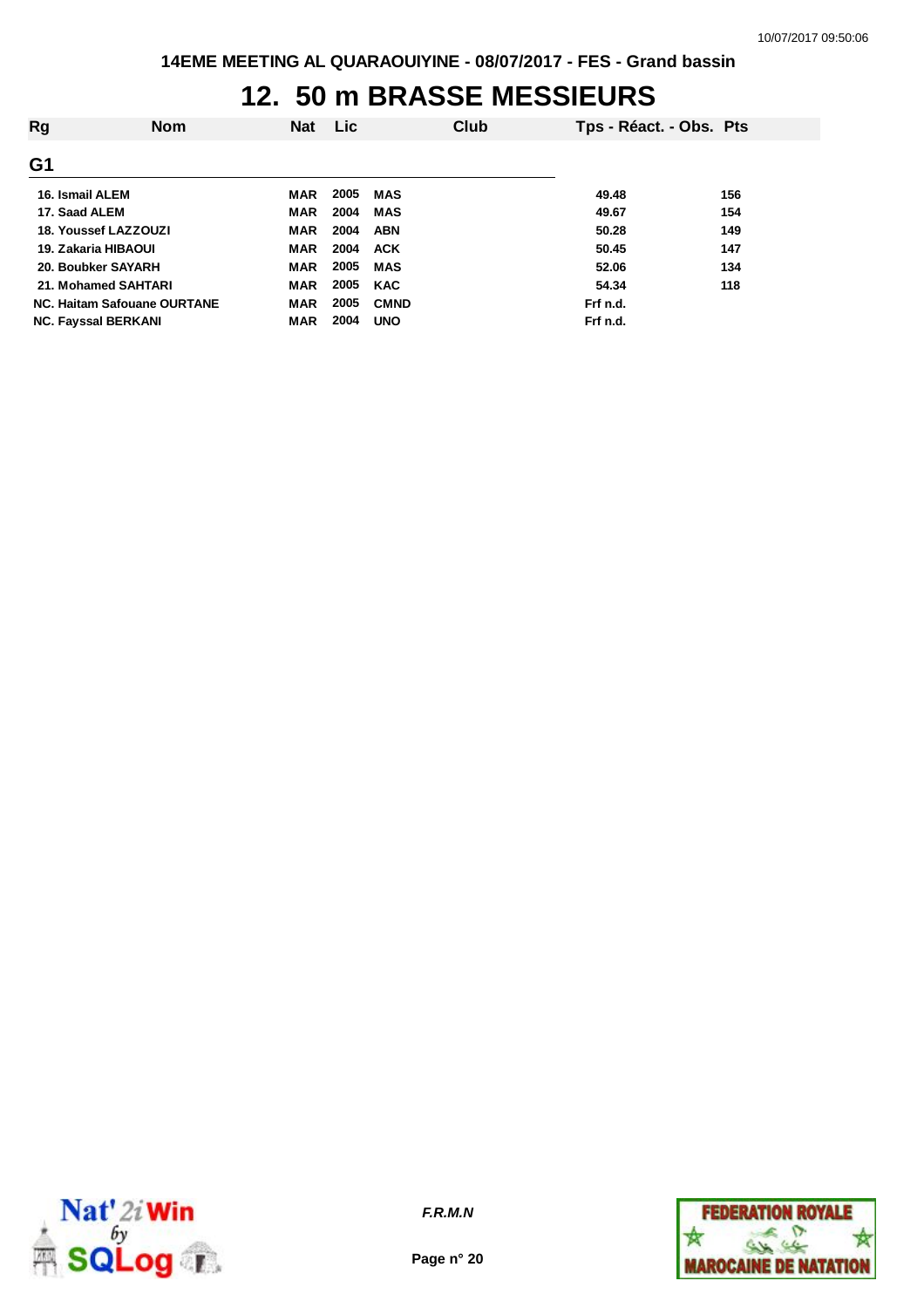# 12. 50 m BRASSE MESSIEURS

| Rg | Nom | Nat | Lic | Club | Tps - Réact. - Obs. | Pts |
|---|---|---|---|---|---|---|
| **G1** | | | | | | |
| 16. | Ismail ALEM | MAR | 2005 | MAS | 49.48 | 156 |
| 17. | Saad ALEM | MAR | 2004 | MAS | 49.67 | 154 |
| 18. | Youssef LAZZOUZI | MAR | 2004 | ABN | 50.28 | 149 |
| 19. | Zakaria HIBAOUI | MAR | 2004 | ACK | 50.45 | 147 |
| 20. | Boubker SAYARH | MAR | 2005 | MAS | 52.06 | 134 |
| 21. | Mohamed SAHTARI | MAR | 2005 | KAC | 54.34 | 118 |
| NC. | Haitam Safouane OURTANE | MAR | 2005 | CMND | Frf n.d. | |
| NC. | Fayssal BERKANI | MAR | 2004 | UNO | Frf n.d. | |

*F.R.M.N*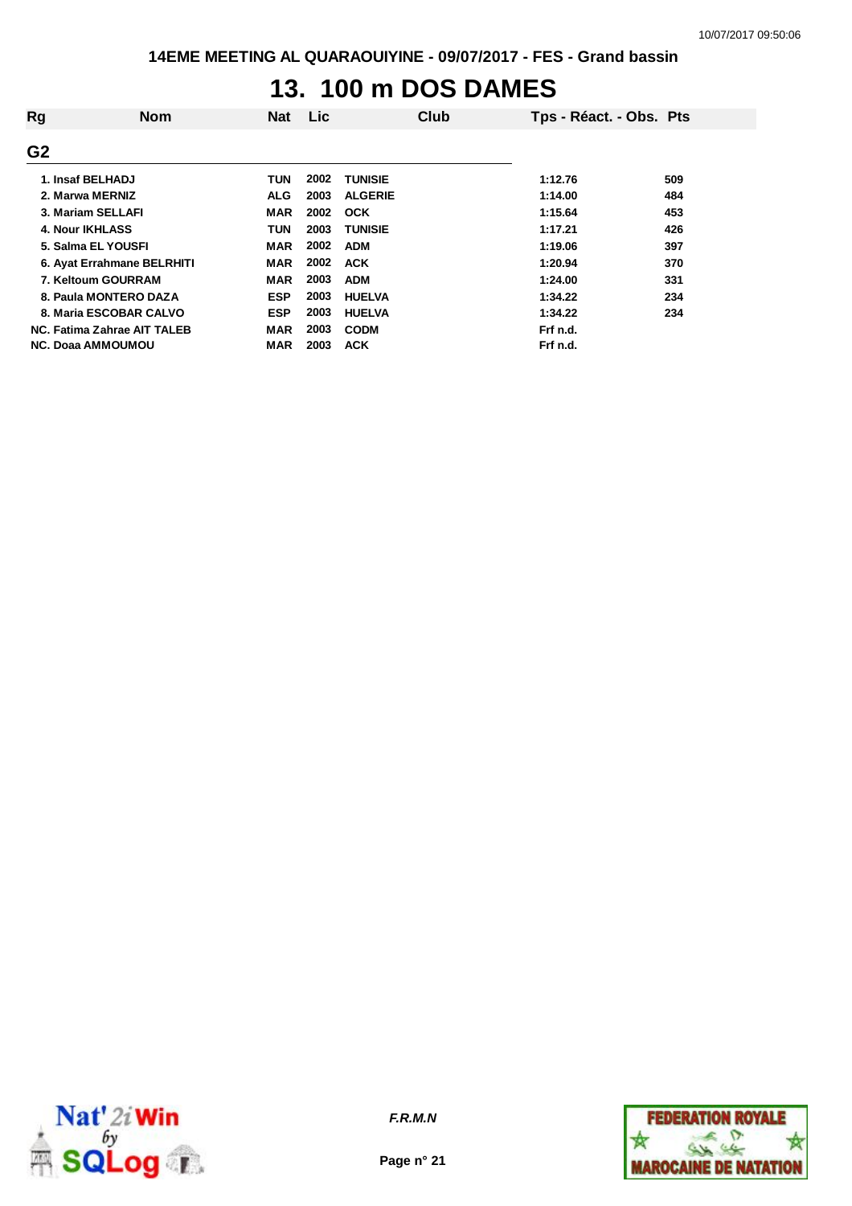14EME MEETING AL QUARAOUIYINE - 09/07/2017 - FES - Grand bassin

# 13. 100 m DOS DAMES

| Rg | Nom | Nat | Lic | Club | Tps - Réact. - Obs. | Pts |
|---|---|---|---|---|---|---|
| **G2** | | | | | | |
| 1. | Insaf BELHADJ | TUN | 2002 | TUNISIE | 1:12.76 | 509 |
| 2. | Marwa MERNIZ | ALG | 2003 | ALGERIE | 1:14.00 | 484 |
| 3. | Mariam SELLAFI | MAR | 2002 | OCK | 1:15.64 | 453 |
| 4. | Nour IKHLASS | TUN | 2003 | TUNISIE | 1:17.21 | 426 |
| 5. | Salma EL YOUSFI | MAR | 2002 | ADM | 1:19.06 | 397 |
| 6. | Ayat Errahmane BELRHITI | MAR | 2002 | ACK | 1:20.94 | 370 |
| 7. | Keltoum GOURRAM | MAR | 2003 | ADM | 1:24.00 | 331 |
| 8. | Paula MONTERO DAZA | ESP | 2003 | HUELVA | 1:34.22 | 234 |
| 8. | Maria ESCOBAR CALVO | ESP | 2003 | HUELVA | 1:34.22 | 234 |
| NC. | Fatima Zahrae AIT TALEB | MAR | 2003 | CODM | Frf n.d. | |
| NC. | Doaa AMMOUMOU | MAR | 2003 | ACK | Frf n.d. | |

*F.R.M.N*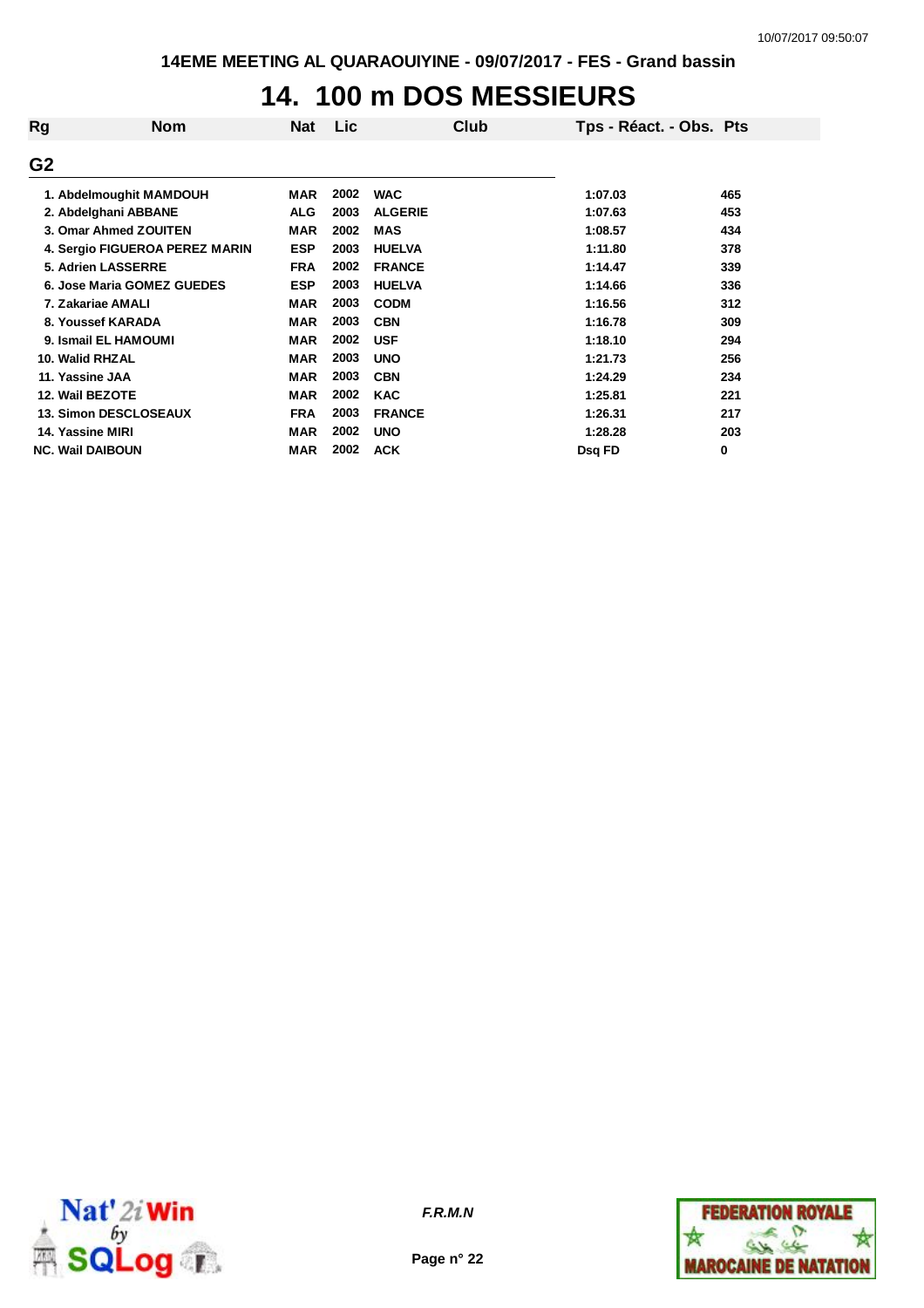# 14. 100 m DOS MESSIEURS

## G2

| Rg | Nom | Nat | Lic | Club | Tps - Réact. - Obs. | Pts |
|---|---|---|---|---|---|---|
| 1. | Abdelmoughit MAMDOUH | MAR | 2002 | WAC | 1:07.03 | 465 |
| 2. | Abdelghani ABBANE | ALG | 2003 | ALGERIE | 1:07.63 | 453 |
| 3. | Omar Ahmed ZOUITEN | MAR | 2002 | MAS | 1:08.57 | 434 |
| 4. | Sergio FIGUEROA PEREZ MARIN | ESP | 2003 | HUELVA | 1:11.80 | 378 |
| 5. | Adrien LASSERRE | FRA | 2002 | FRANCE | 1:14.47 | 339 |
| 6. | Jose Maria GOMEZ GUEDES | ESP | 2003 | HUELVA | 1:14.66 | 336 |
| 7. | Zakariae AMALI | MAR | 2003 | CODM | 1:16.56 | 312 |
| 8. | Youssef KARADA | MAR | 2003 | CBN | 1:16.78 | 309 |
| 9. | Ismail EL HAMOUMI | MAR | 2002 | USF | 1:18.10 | 294 |
| 10. | Walid RHZAL | MAR | 2003 | UNO | 1:21.73 | 256 |
| 11. | Yassine JAA | MAR | 2003 | CBN | 1:24.29 | 234 |
| 12. | Wail BEZOTE | MAR | 2002 | KAC | 1:25.81 | 221 |
| 13. | Simon DESCLOSEAUX | FRA | 2003 | FRANCE | 1:26.31 | 217 |
| 14. | Yassine MIRI | MAR | 2002 | UNO | 1:28.28 | 203 |
| NC. | Wail DAIBOUN | MAR | 2002 | ACK | Dsq FD | 0 |

*F.R.M.N*